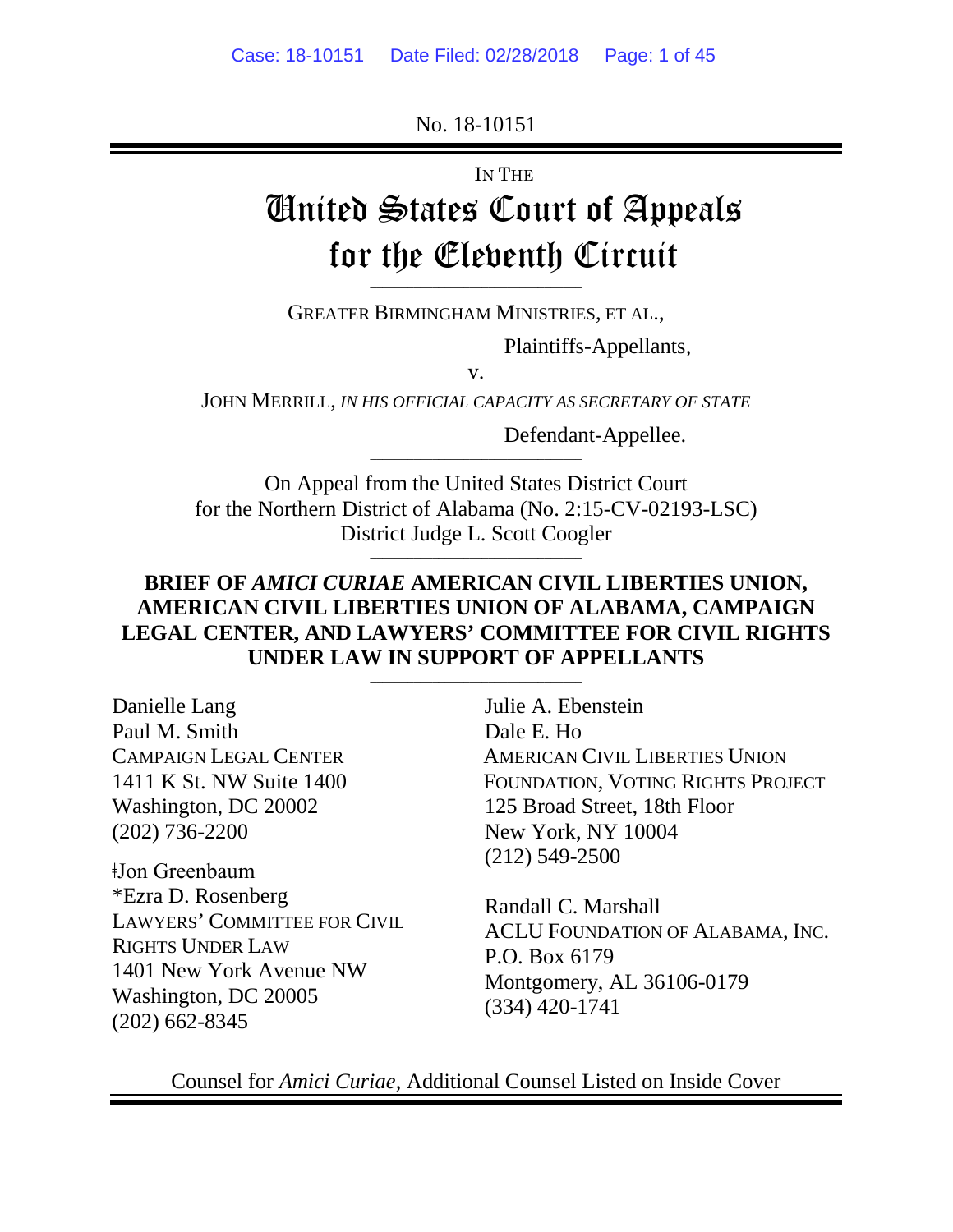No. 18-10151

IN THE

# United States Court of Appeals for the Eleventh Circuit

GREATER BIRMINGHAM MINISTRIES, ET AL.,

Plaintiffs-Appellants,

v.

JOHN MERRILL, *IN HIS OFFICIAL CAPACITY AS SECRETARY OF STATE*

Defendant-Appellee.

On Appeal from the United States District Court for the Northern District of Alabama (No. 2:15-CV-02193-LSC) District Judge L. Scott Coogler

**BRIEF OF *AMICI CURIAE* AMERICAN CIVIL LIBERTIES UNION, AMERICAN CIVIL LIBERTIES UNION OF ALABAMA, CAMPAIGN LEGAL CENTER, AND LAWYERS' COMMITTEE FOR CIVIL RIGHTS UNDER LAW IN SUPPORT OF APPELLANTS**

Danielle Lang
Paul M. Smith
CAMPAIGN LEGAL CENTER
1411 K St. NW Suite 1400
Washington, DC 20002
(202) 736-2200

ǂJon Greenbaum
*Ezra D. Rosenberg
LAWYERS' COMMITTEE FOR CIVIL RIGHTS UNDER LAW
1401 New York Avenue NW
Washington, DC 20005
(202) 662-8345

Julie A. Ebenstein
Dale E. Ho
AMERICAN CIVIL LIBERTIES UNION FOUNDATION, VOTING RIGHTS PROJECT
125 Broad Street, 18th Floor
New York, NY 10004
(212) 549-2500

Randall C. Marshall
ACLU FOUNDATION OF ALABAMA, INC.
P.O. Box 6179
Montgomery, AL 36106-0179
(334) 420-1741

Counsel for *Amici Curiae*, Additional Counsel Listed on Inside Cover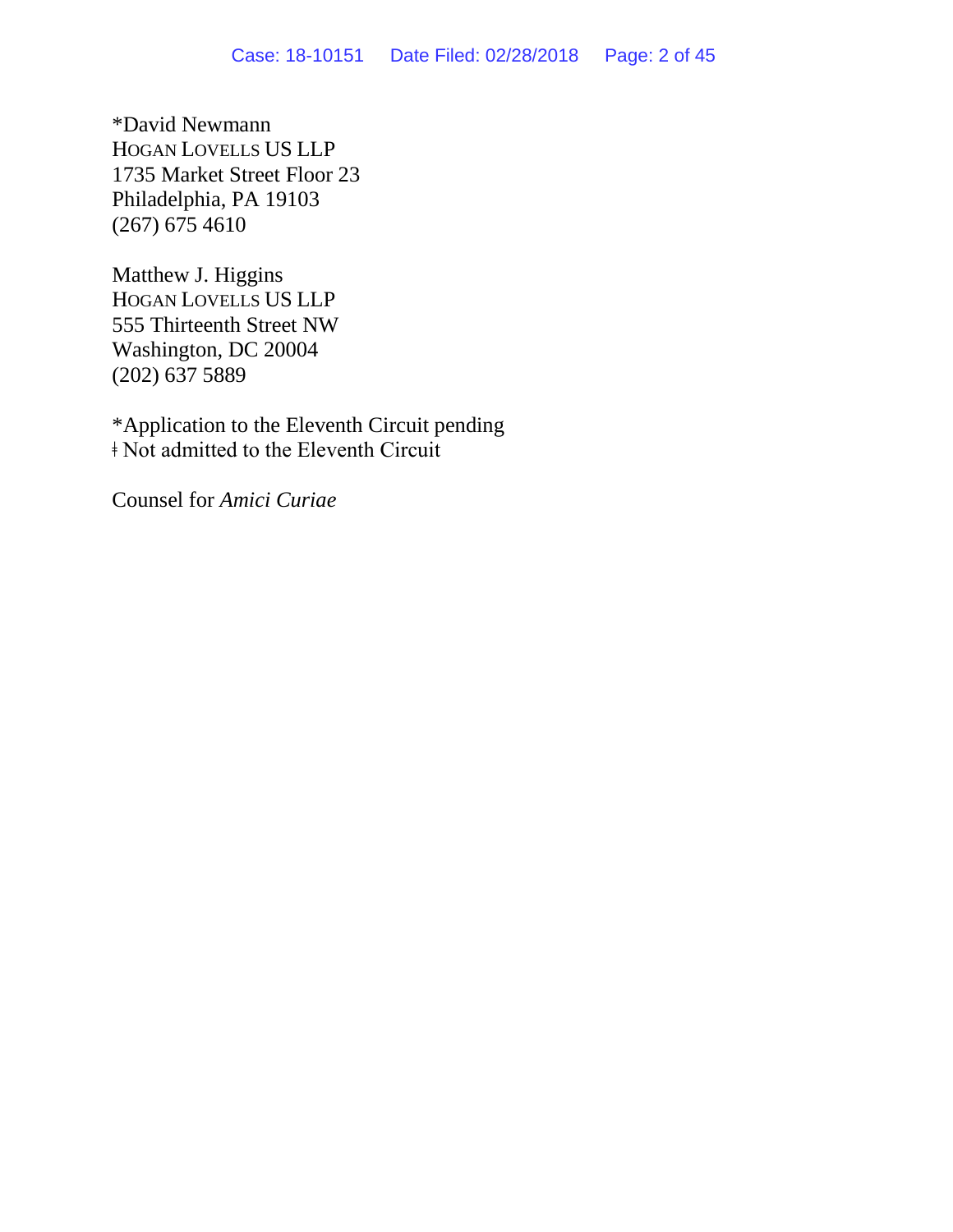*David Newmann
HOGAN LOVELLS US LLP
1735 Market Street Floor 23
Philadelphia, PA 19103
(267) 675 4610

Matthew J. Higgins
HOGAN LOVELLS US LLP
555 Thirteenth Street NW
Washington, DC 20004
(202) 637 5889

*Application to the Eleventh Circuit pending
ǂ Not admitted to the Eleventh Circuit

Counsel for *Amici Curiae*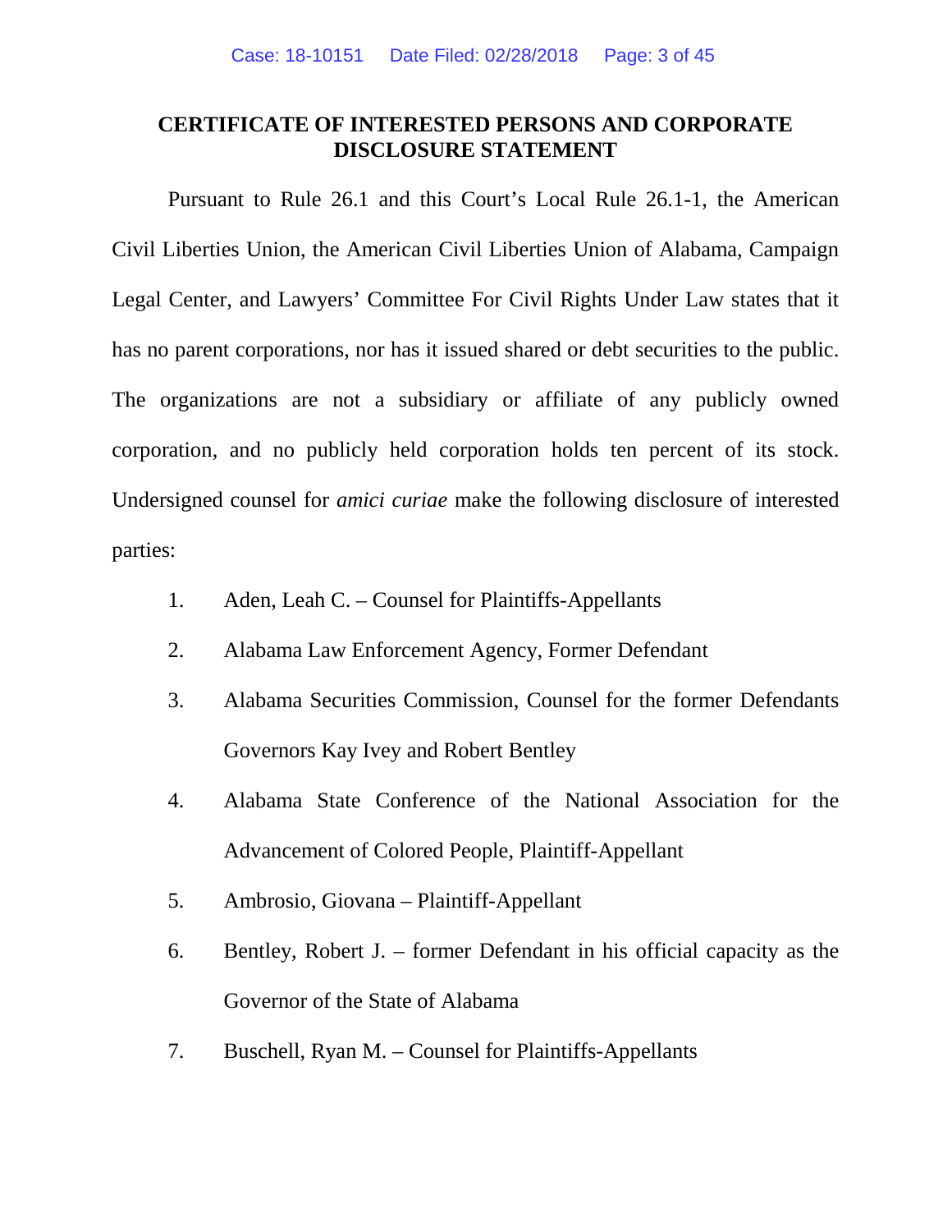# CERTIFICATE OF INTERESTED PERSONS AND CORPORATE DISCLOSURE STATEMENT

Pursuant to Rule 26.1 and this Court's Local Rule 26.1-1, the American Civil Liberties Union, the American Civil Liberties Union of Alabama, Campaign Legal Center, and Lawyers' Committee For Civil Rights Under Law states that it has no parent corporations, nor has it issued shared or debt securities to the public. The organizations are not a subsidiary or affiliate of any publicly owned corporation, and no publicly held corporation holds ten percent of its stock. Undersigned counsel for *amici curiae* make the following disclosure of interested parties:

1. Aden, Leah C. – Counsel for Plaintiffs-Appellants
2. Alabama Law Enforcement Agency, Former Defendant
3. Alabama Securities Commission, Counsel for the former Defendants Governors Kay Ivey and Robert Bentley
4. Alabama State Conference of the National Association for the Advancement of Colored People, Plaintiff-Appellant
5. Ambrosio, Giovana – Plaintiff-Appellant
6. Bentley, Robert J. – former Defendant in his official capacity as the Governor of the State of Alabama
7. Buschell, Ryan M. – Counsel for Plaintiffs-Appellants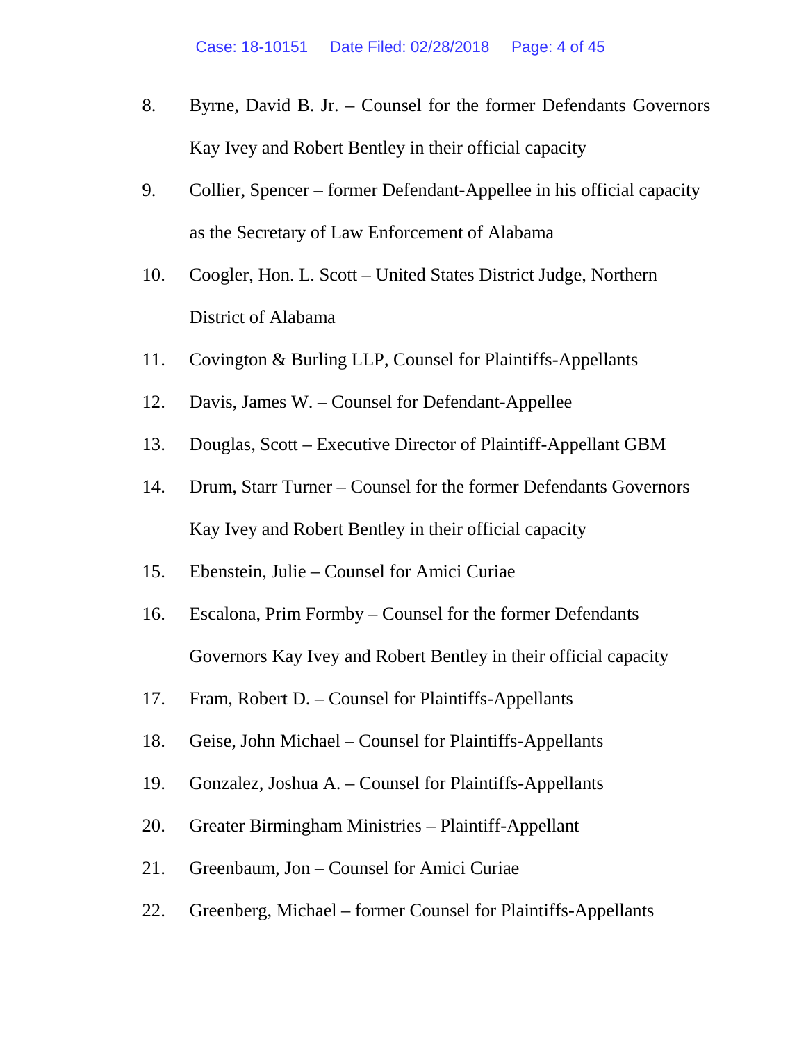8. Byrne, David B. Jr. – Counsel for the former Defendants Governors Kay Ivey and Robert Bentley in their official capacity
9. Collier, Spencer – former Defendant-Appellee in his official capacity as the Secretary of Law Enforcement of Alabama
10. Coogler, Hon. L. Scott – United States District Judge, Northern District of Alabama
11. Covington & Burling LLP, Counsel for Plaintiffs-Appellants
12. Davis, James W. – Counsel for Defendant-Appellee
13. Douglas, Scott – Executive Director of Plaintiff-Appellant GBM
14. Drum, Starr Turner – Counsel for the former Defendants Governors Kay Ivey and Robert Bentley in their official capacity
15. Ebenstein, Julie – Counsel for Amici Curiae
16. Escalona, Prim Formby – Counsel for the former Defendants Governors Kay Ivey and Robert Bentley in their official capacity
17. Fram, Robert D. – Counsel for Plaintiffs-Appellants
18. Geise, John Michael – Counsel for Plaintiffs-Appellants
19. Gonzalez, Joshua A. – Counsel for Plaintiffs-Appellants
20. Greater Birmingham Ministries – Plaintiff-Appellant
21. Greenbaum, Jon – Counsel for Amici Curiae
22. Greenberg, Michael – former Counsel for Plaintiffs-Appellants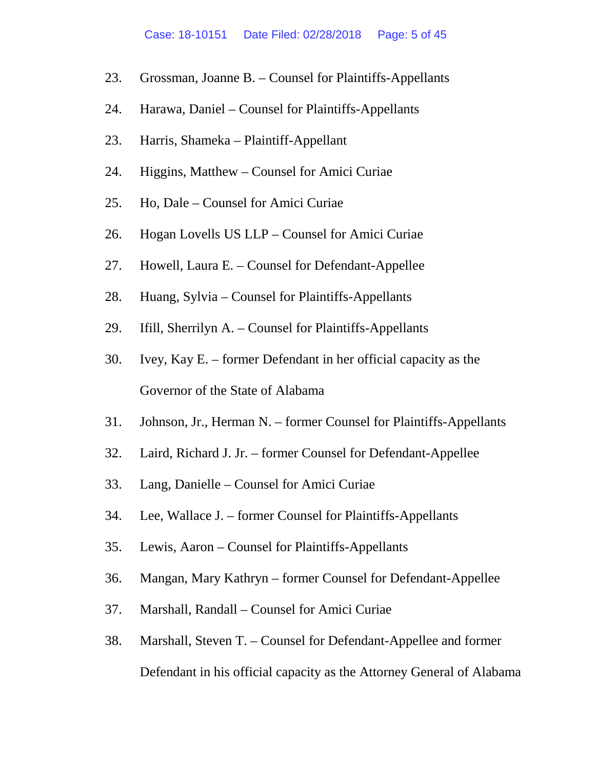23. Grossman, Joanne B. – Counsel for Plaintiffs-Appellants

24. Harawa, Daniel – Counsel for Plaintiffs-Appellants

23. Harris, Shameka – Plaintiff-Appellant

24. Higgins, Matthew – Counsel for Amici Curiae

25. Ho, Dale – Counsel for Amici Curiae

26. Hogan Lovells US LLP – Counsel for Amici Curiae

27. Howell, Laura E. – Counsel for Defendant-Appellee

28. Huang, Sylvia – Counsel for Plaintiffs-Appellants

29. Ifill, Sherrilyn A. – Counsel for Plaintiffs-Appellants

30. Ivey, Kay E. – former Defendant in her official capacity as the Governor of the State of Alabama

31. Johnson, Jr., Herman N. – former Counsel for Plaintiffs-Appellants

32. Laird, Richard J. Jr. – former Counsel for Defendant-Appellee

33. Lang, Danielle – Counsel for Amici Curiae

34. Lee, Wallace J. – former Counsel for Plaintiffs-Appellants

35. Lewis, Aaron – Counsel for Plaintiffs-Appellants

36. Mangan, Mary Kathryn – former Counsel for Defendant-Appellee

37. Marshall, Randall – Counsel for Amici Curiae

38. Marshall, Steven T. – Counsel for Defendant-Appellee and former Defendant in his official capacity as the Attorney General of Alabama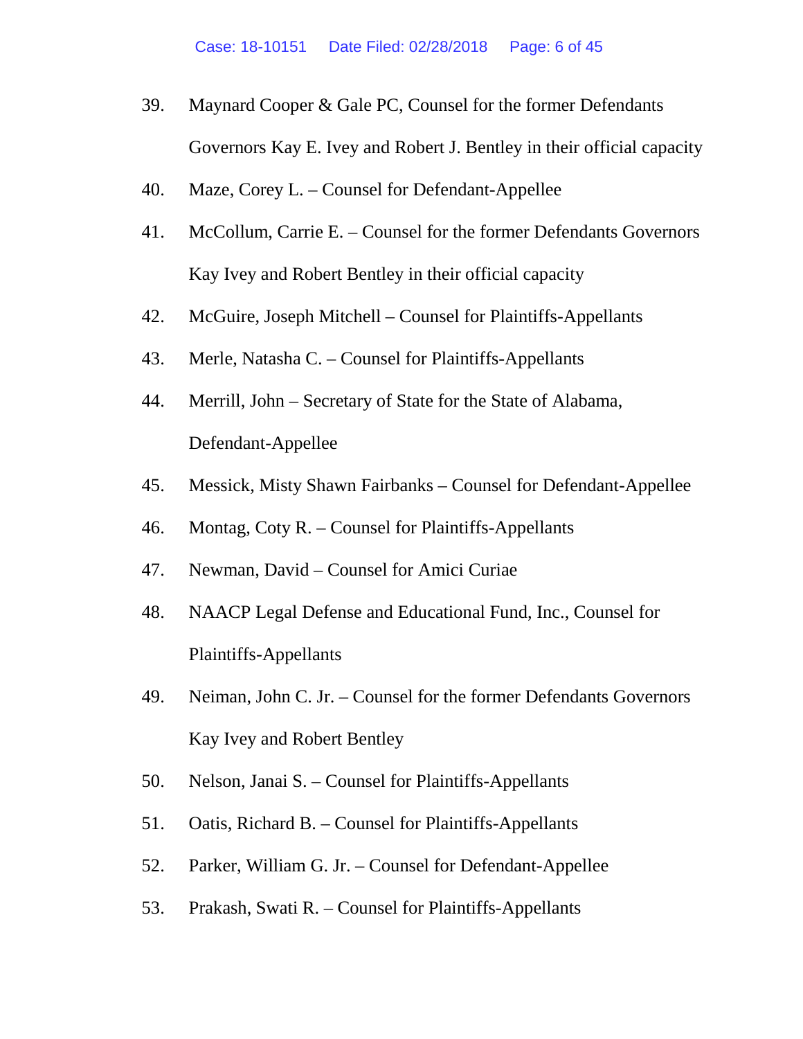39. Maynard Cooper & Gale PC, Counsel for the former Defendants Governors Kay E. Ivey and Robert J. Bentley in their official capacity

40. Maze, Corey L. – Counsel for Defendant-Appellee

41. McCollum, Carrie E. – Counsel for the former Defendants Governors Kay Ivey and Robert Bentley in their official capacity

42. McGuire, Joseph Mitchell – Counsel for Plaintiffs-Appellants

43. Merle, Natasha C. – Counsel for Plaintiffs-Appellants

44. Merrill, John – Secretary of State for the State of Alabama, Defendant-Appellee

45. Messick, Misty Shawn Fairbanks – Counsel for Defendant-Appellee

46. Montag, Coty R. – Counsel for Plaintiffs-Appellants

47. Newman, David – Counsel for Amici Curiae

48. NAACP Legal Defense and Educational Fund, Inc., Counsel for Plaintiffs-Appellants

49. Neiman, John C. Jr. – Counsel for the former Defendants Governors Kay Ivey and Robert Bentley

50. Nelson, Janai S. – Counsel for Plaintiffs-Appellants

51. Oatis, Richard B. – Counsel for Plaintiffs-Appellants

52. Parker, William G. Jr. – Counsel for Defendant-Appellee

53. Prakash, Swati R. – Counsel for Plaintiffs-Appellants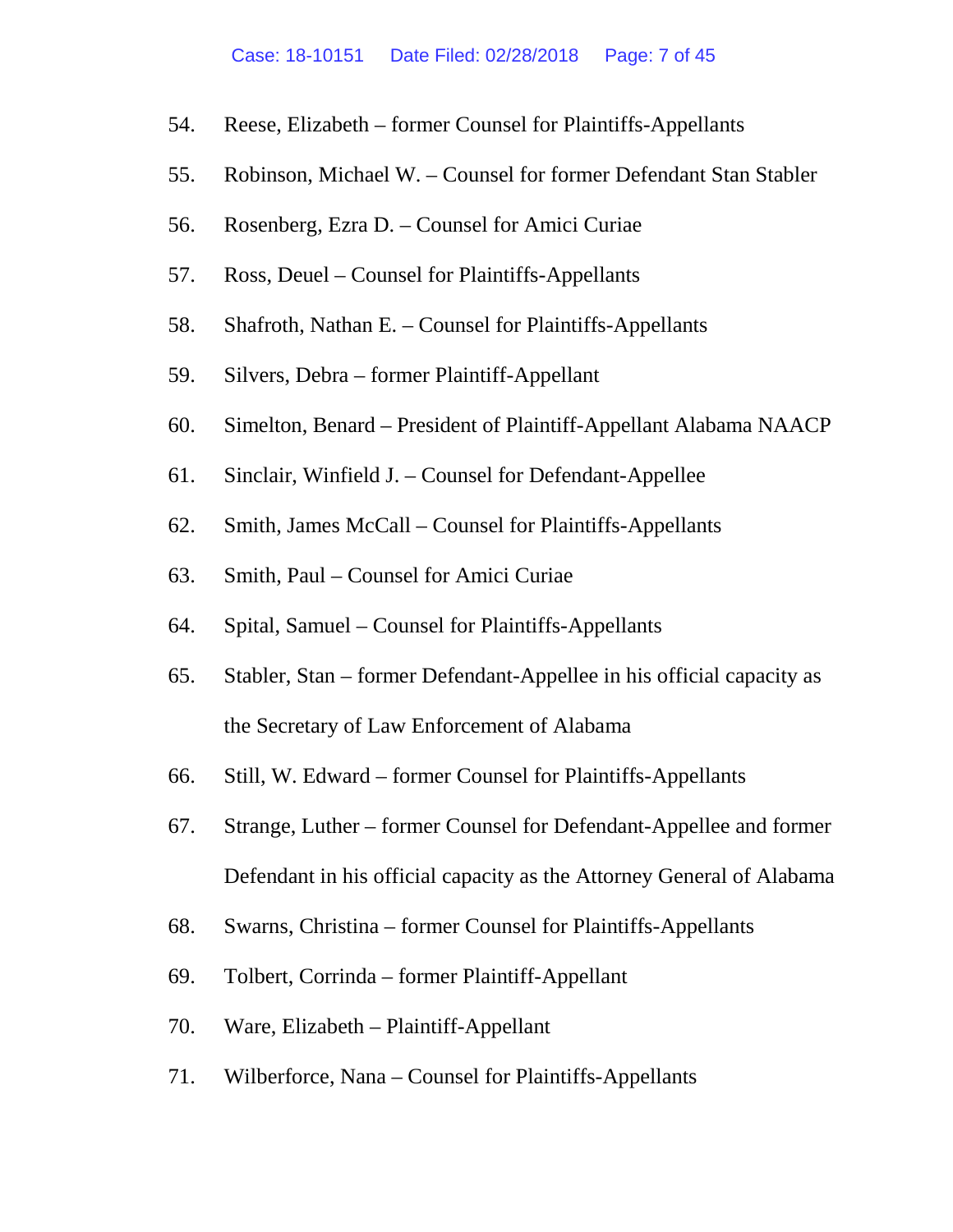54. Reese, Elizabeth – former Counsel for Plaintiffs-Appellants
55. Robinson, Michael W. – Counsel for former Defendant Stan Stabler
56. Rosenberg, Ezra D. – Counsel for Amici Curiae
57. Ross, Deuel – Counsel for Plaintiffs-Appellants
58. Shafroth, Nathan E. – Counsel for Plaintiffs-Appellants
59. Silvers, Debra – former Plaintiff-Appellant
60. Simelton, Benard – President of Plaintiff-Appellant Alabama NAACP
61. Sinclair, Winfield J. – Counsel for Defendant-Appellee
62. Smith, James McCall – Counsel for Plaintiffs-Appellants
63. Smith, Paul – Counsel for Amici Curiae
64. Spital, Samuel – Counsel for Plaintiffs-Appellants
65. Stabler, Stan – former Defendant-Appellee in his official capacity as the Secretary of Law Enforcement of Alabama
66. Still, W. Edward – former Counsel for Plaintiffs-Appellants
67. Strange, Luther – former Counsel for Defendant-Appellee and former Defendant in his official capacity as the Attorney General of Alabama
68. Swarns, Christina – former Counsel for Plaintiffs-Appellants
69. Tolbert, Corrinda – former Plaintiff-Appellant
70. Ware, Elizabeth – Plaintiff-Appellant
71. Wilberforce, Nana – Counsel for Plaintiffs-Appellants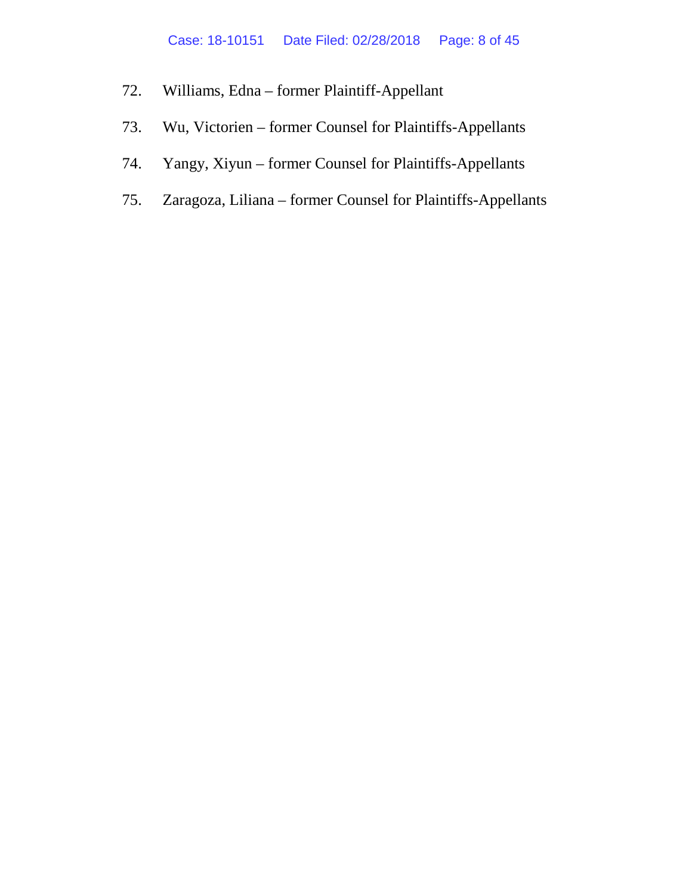72. Williams, Edna – former Plaintiff-Appellant

73. Wu, Victorien – former Counsel for Plaintiffs-Appellants

74. Yangy, Xiyun – former Counsel for Plaintiffs-Appellants

75. Zaragoza, Liliana – former Counsel for Plaintiffs-Appellants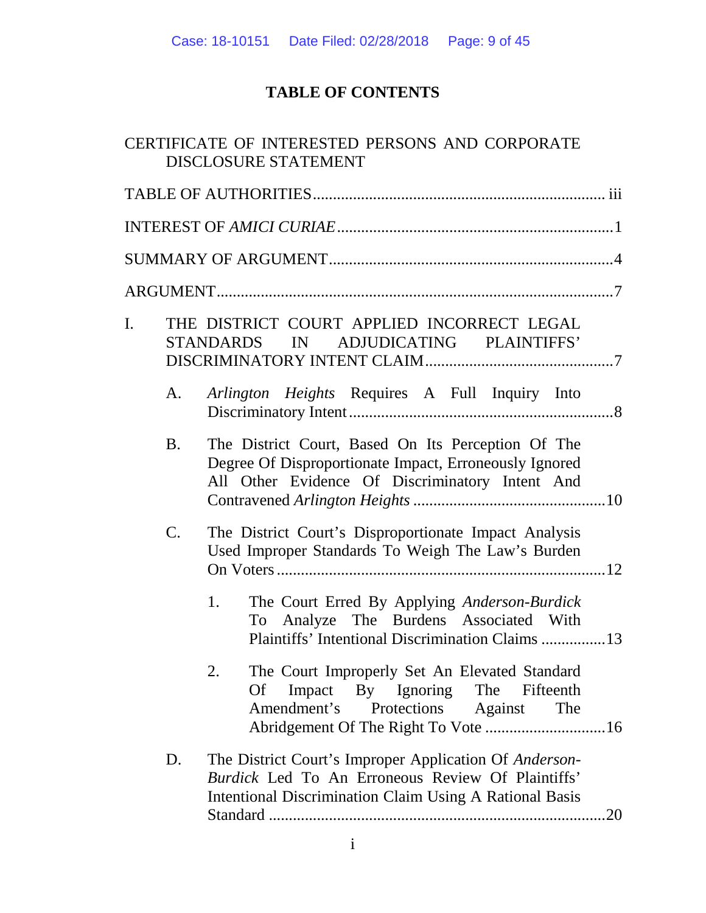# TABLE OF CONTENTS

CERTIFICATE OF INTERESTED PERSONS AND CORPORATE DISCLOSURE STATEMENT

TABLE OF AUTHORITIES ........................................................................ iii

INTEREST OF *AMICI CURIAE* ....................................................................1

SUMMARY OF ARGUMENT ......................................................................4

ARGUMENT ..................................................................................................7

I. THE DISTRICT COURT APPLIED INCORRECT LEGAL STANDARDS IN ADJUDICATING PLAINTIFFS' DISCRIMINATORY INTENT CLAIM ...............................................7

   A. *Arlington Heights* Requires A Full Inquiry Into Discriminatory Intent ..................................................................8

   B. The District Court, Based On Its Perception Of The Degree Of Disproportionate Impact, Erroneously Ignored All Other Evidence Of Discriminatory Intent And Contravened *Arlington Heights* ................................................10

   C. The District Court's Disproportionate Impact Analysis Used Improper Standards To Weigh The Law's Burden On Voters .................................................................................12

      1. The Court Erred By Applying *Anderson-Burdick* To Analyze The Burdens Associated With Plaintiffs' Intentional Discrimination Claims ................13

      2. The Court Improperly Set An Elevated Standard Of Impact By Ignoring The Fifteenth Amendment's Protections Against The Abridgement Of The Right To Vote ..............................16

   D. The District Court's Improper Application Of *Anderson-Burdick* Led To An Erroneous Review Of Plaintiffs' Intentional Discrimination Claim Using A Rational Basis Standard ....................................................................................20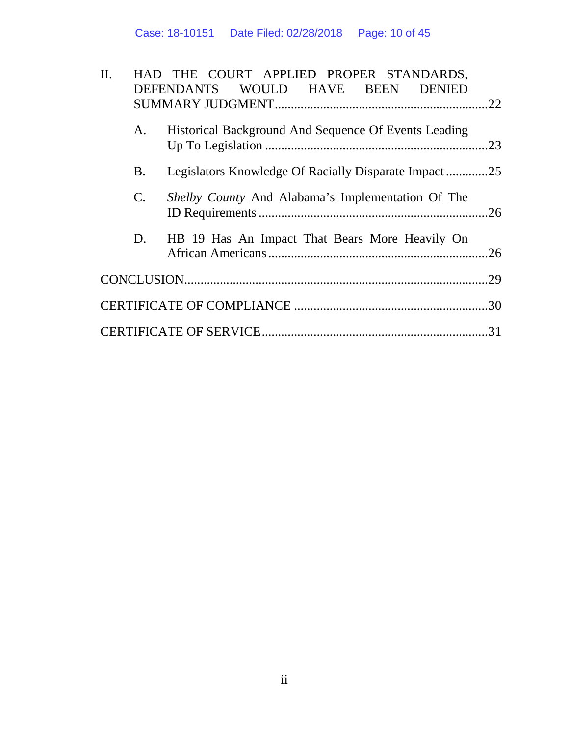II. HAD THE COURT APPLIED PROPER STANDARDS, DEFENDANTS WOULD HAVE BEEN DENIED SUMMARY JUDGMENT ....................22

A. Historical Background And Sequence Of Events Leading Up To Legislation ....................23

B. Legislators Knowledge Of Racially Disparate Impact ....................25

C. *Shelby County* And Alabama's Implementation Of The ID Requirements ....................26

D. HB 19 Has An Impact That Bears More Heavily On African Americans ....................26

CONCLUSION ....................29

CERTIFICATE OF COMPLIANCE ....................30

CERTIFICATE OF SERVICE ....................31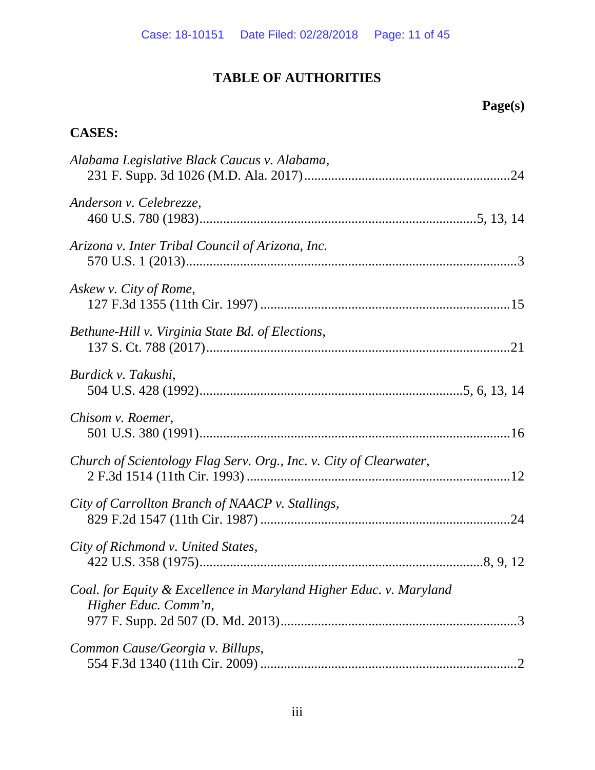# TABLE OF AUTHORITIES

**Page(s)**

**CASES:**

*Alabama Legislative Black Caucus v. Alabama*,
231 F. Supp. 3d 1026 (M.D. Ala. 2017) ............................................................24

*Anderson v. Celebrezze*,
460 U.S. 780 (1983).................................................................................5, 13, 14

*Arizona v. Inter Tribal Council of Arizona, Inc.*
570 U.S. 1 (2013)...................................................................................................3

*Askew v. City of Rome*,
127 F.3d 1355 (11th Cir. 1997) ..........................................................................15

*Bethune-Hill v. Virginia State Bd. of Elections*,
137 S. Ct. 788 (2017)...........................................................................................21

*Burdick v. Takushi*,
504 U.S. 428 (1992).............................................................................5, 6, 13, 14

*Chisom v. Roemer*,
501 U.S. 380 (1991).............................................................................................16

*Church of Scientology Flag Serv. Org., Inc. v. City of Clearwater*,
2 F.3d 1514 (11th Cir. 1993) ..............................................................................12

*City of Carrollton Branch of NAACP v. Stallings*,
829 F.2d 1547 (11th Cir. 1987) ..........................................................................24

*City of Richmond v. United States*,
422 U.S. 358 (1975)...................................................................................8, 9, 12

*Coal. for Equity & Excellence in Maryland Higher Educ. v. Maryland Higher Educ. Comm'n*,
977 F. Supp. 2d 507 (D. Md. 2013).....................................................................3

*Common Cause/Georgia v. Billups*,
554 F.3d 1340 (11th Cir. 2009) ............................................................................2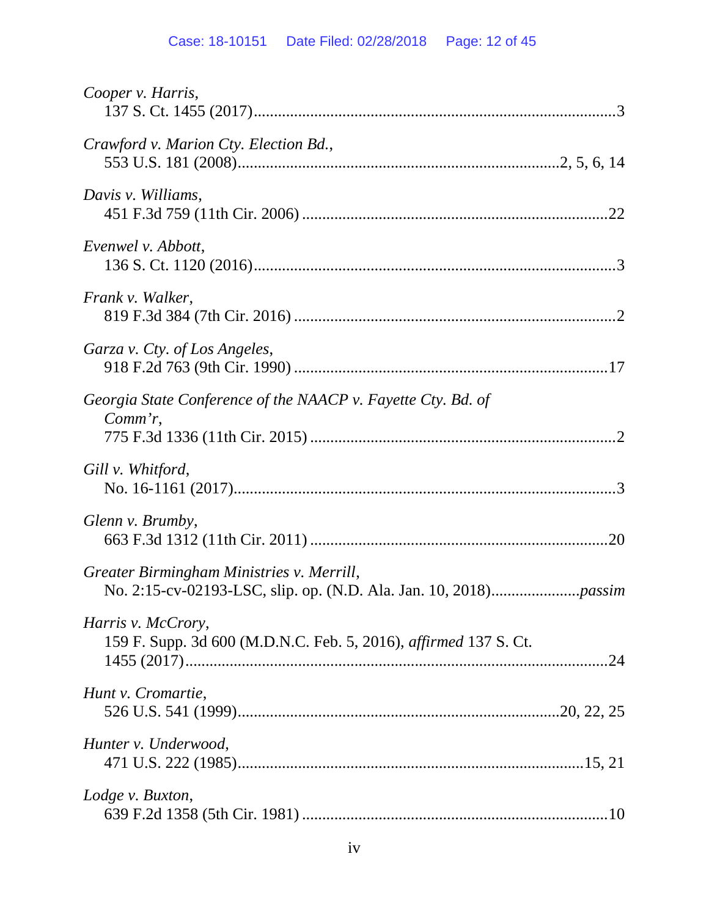*Cooper v. Harris*,
137 S. Ct. 1455 (2017)........................................................................................3

*Crawford v. Marion Cty. Election Bd.*,
553 U.S. 181 (2008)..............................................................................2, 5, 6, 14

*Davis v. Williams*,
451 F.3d 759 (11th Cir. 2006) ..........................................................................22

*Evenwel v. Abbott*,
136 S. Ct. 1120 (2016)........................................................................................3

*Frank v. Walker*,
819 F.3d 384 (7th Cir. 2016) ..............................................................................2

*Garza v. Cty. of Los Angeles*,
918 F.2d 763 (9th Cir. 1990) ............................................................................17

*Georgia State Conference of the NAACP v. Fayette Cty. Bd. of Comm'r*,
775 F.3d 1336 (11th Cir. 2015) ..........................................................................2

*Gill v. Whitford*,
No. 16-1161 (2017).............................................................................................3

*Glenn v. Brumby*,
663 F.3d 1312 (11th Cir. 2011) ........................................................................20

*Greater Birmingham Ministries v. Merrill*,
No. 2:15-cv-02193-LSC, slip. op. (N.D. Ala. Jan. 10, 2018).....................*passim*

*Harris v. McCrory*,
159 F. Supp. 3d 600 (M.D.N.C. Feb. 5, 2016), *affirmed* 137 S. Ct. 1455 (2017)........................................................................................24

*Hunt v. Cromartie*,
526 U.S. 541 (1999)..............................................................................20, 22, 25

*Hunter v. Underwood*,
471 U.S. 222 (1985)......................................................................................15, 21

*Lodge v. Buxton*,
639 F.2d 1358 (5th Cir. 1981) ..........................................................................10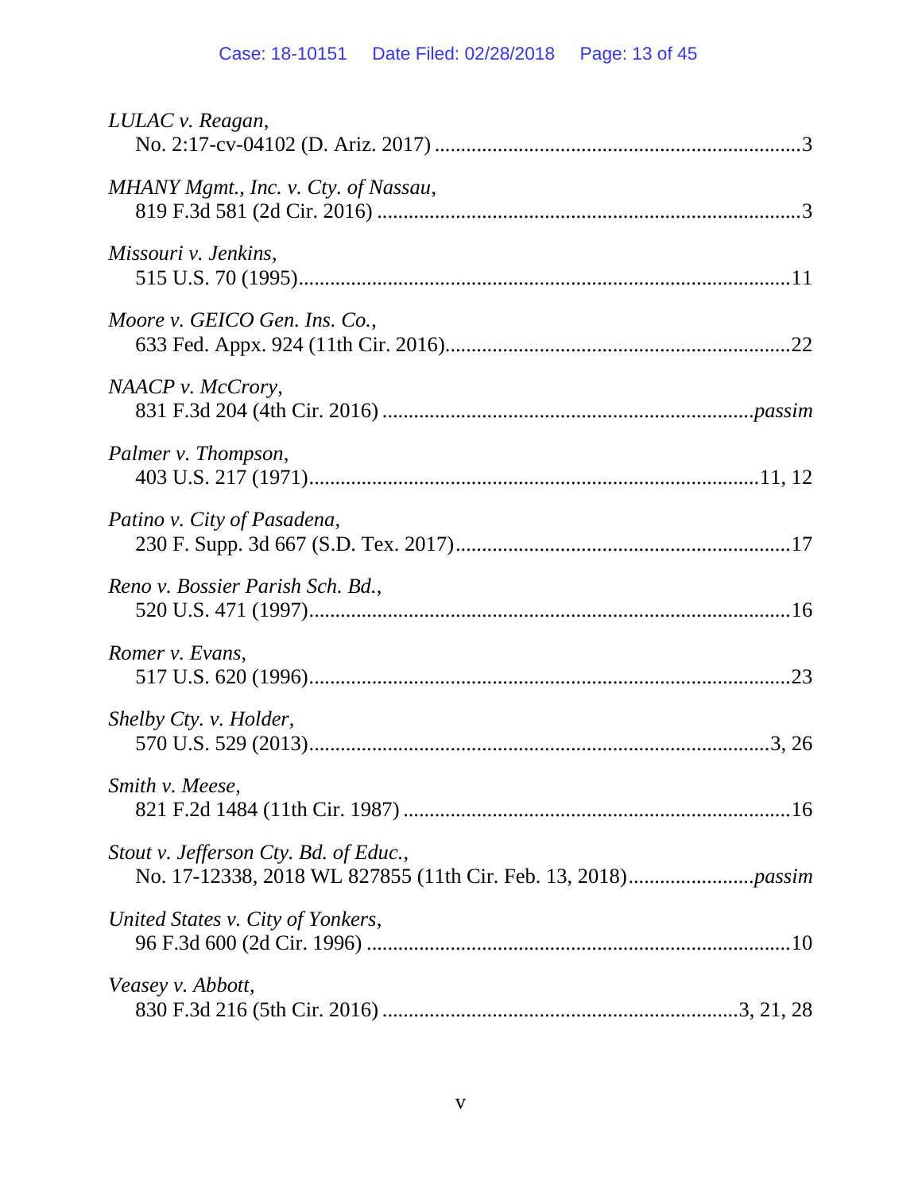*LULAC v. Reagan*,
No. 2:17-cv-04102 (D. Ariz. 2017) .....................................................................3

*MHANY Mgmt., Inc. v. Cty. of Nassau*,
819 F.3d 581 (2d Cir. 2016) ..............................................................................3

*Missouri v. Jenkins*,
515 U.S. 70 (1995)...........................................................................................11

*Moore v. GEICO Gen. Ins. Co.*,
633 Fed. Appx. 924 (11th Cir. 2016)...............................................................22

*NAACP v. McCrory*,
831 F.3d 204 (4th Cir. 2016) ......................................................................*passim*

*Palmer v. Thompson*,
403 U.S. 217 (1971)...................................................................................11, 12

*Patino v. City of Pasadena*,
230 F. Supp. 3d 667 (S.D. Tex. 2017).............................................................17

*Reno v. Bossier Parish Sch. Bd.*,
520 U.S. 471 (1997).........................................................................................16

*Romer v. Evans*,
517 U.S. 620 (1996).........................................................................................23

*Shelby Cty. v. Holder*,
570 U.S. 529 (2013).......................................................................................3, 26

*Smith v. Meese*,
821 F.2d 1484 (11th Cir. 1987) .......................................................................16

*Stout v. Jefferson Cty. Bd. of Educ.*,
No. 17-12338, 2018 WL 827855 (11th Cir. Feb. 13, 2018).......................*passim*

*United States v. City of Yonkers*,
96 F.3d 600 (2d Cir. 1996) ..............................................................................10

*Veasey v. Abbott*,
830 F.3d 216 (5th Cir. 2016) .................................................................3, 21, 28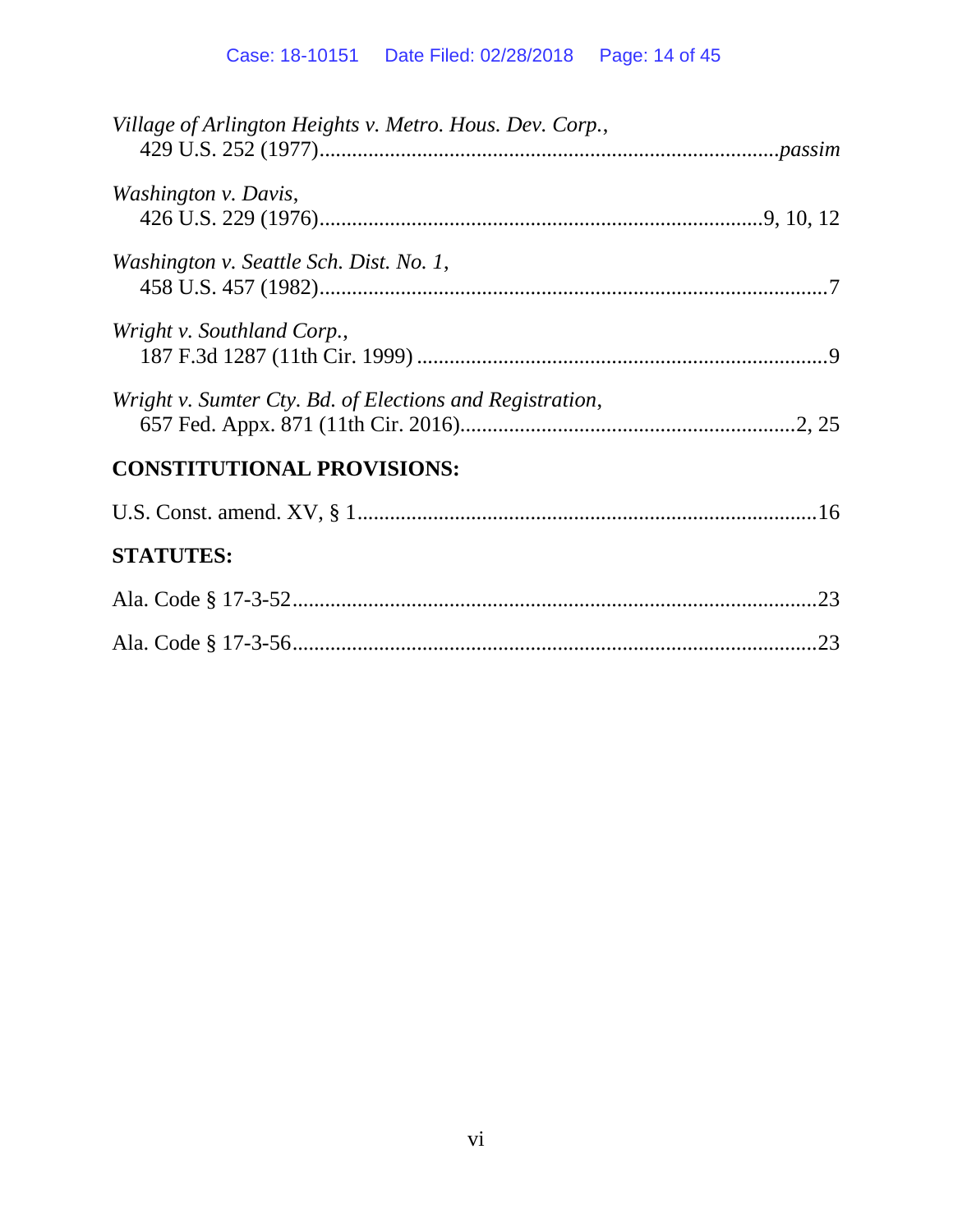*Village of Arlington Heights v. Metro. Hous. Dev. Corp.*,
429 U.S. 252 (1977).....................................................................................*passim*

*Washington v. Davis*,
426 U.S. 229 (1976)................................................................................9, 10, 12

*Washington v. Seattle Sch. Dist. No. 1*,
458 U.S. 457 (1982)..............................................................................................7

*Wright v. Southland Corp.*,
187 F.3d 1287 (11th Cir. 1999) ............................................................................9

*Wright v. Sumter Cty. Bd. of Elections and Registration*,
657 Fed. Appx. 871 (11th Cir. 2016)..............................................................2, 25

**CONSTITUTIONAL PROVISIONS:**

U.S. Const. amend. XV, § 1.....................................................................................16

**STATUTES:**

Ala. Code § 17-3-52.................................................................................................23

Ala. Code § 17-3-56.................................................................................................23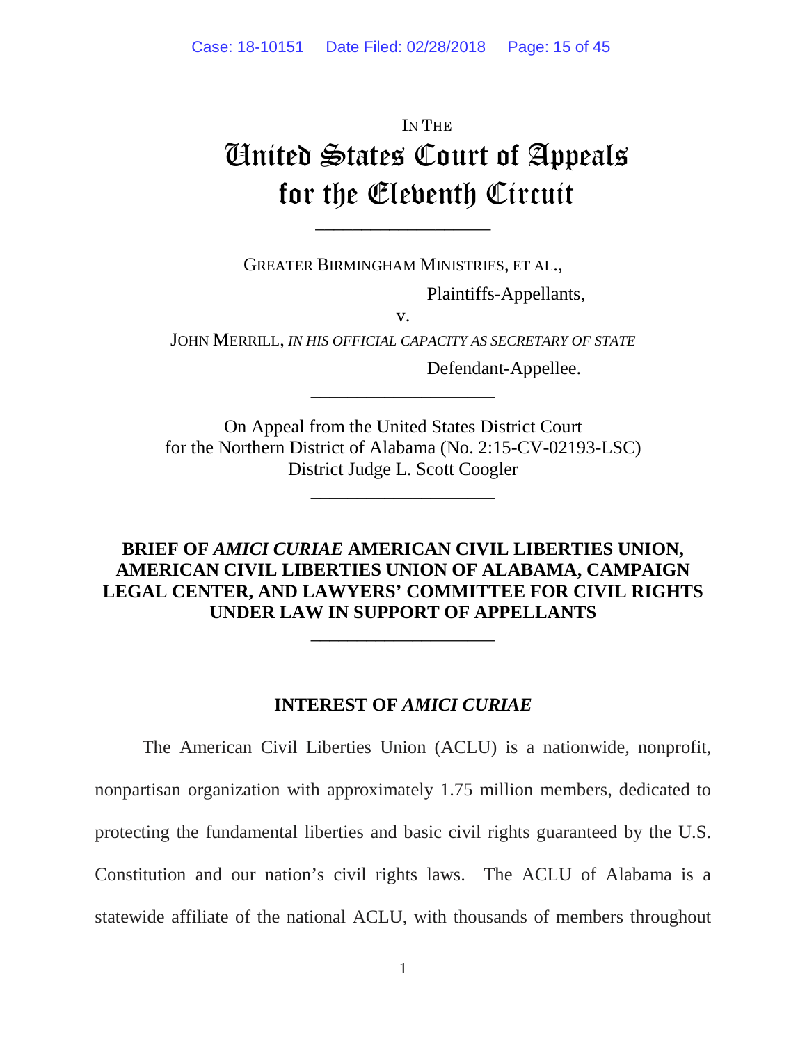IN THE

# United States Court of Appeals for the Eleventh Circuit

---

GREATER BIRMINGHAM MINISTRIES, ET AL.,

Plaintiffs-Appellants,

v.

JOHN MERRILL, *IN HIS OFFICIAL CAPACITY AS SECRETARY OF STATE*

Defendant-Appellee.

---

On Appeal from the United States District Court
for the Northern District of Alabama (No. 2:15-CV-02193-LSC)
District Judge L. Scott Coogler

---

**BRIEF OF *AMICI CURIAE* AMERICAN CIVIL LIBERTIES UNION, AMERICAN CIVIL LIBERTIES UNION OF ALABAMA, CAMPAIGN LEGAL CENTER, AND LAWYERS' COMMITTEE FOR CIVIL RIGHTS UNDER LAW IN SUPPORT OF APPELLANTS**

---

## INTEREST OF *AMICI CURIAE*

The American Civil Liberties Union (ACLU) is a nationwide, nonprofit, nonpartisan organization with approximately 1.75 million members, dedicated to protecting the fundamental liberties and basic civil rights guaranteed by the U.S. Constitution and our nation's civil rights laws. The ACLU of Alabama is a statewide affiliate of the national ACLU, with thousands of members throughout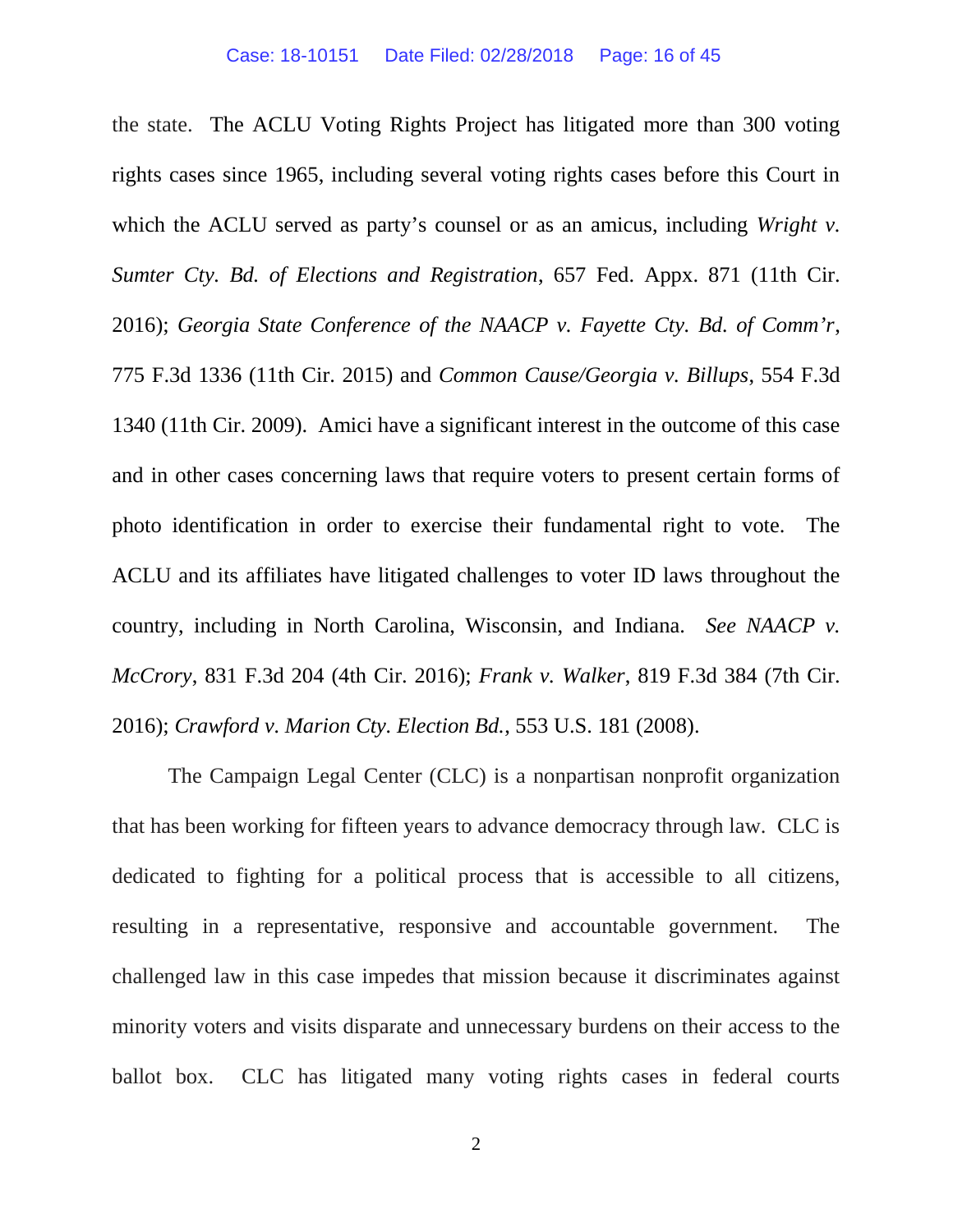the state. The ACLU Voting Rights Project has litigated more than 300 voting rights cases since 1965, including several voting rights cases before this Court in which the ACLU served as party's counsel or as an amicus, including *Wright v. Sumter Cty. Bd. of Elections and Registration*, 657 Fed. Appx. 871 (11th Cir. 2016); *Georgia State Conference of the NAACP v. Fayette Cty. Bd. of Comm'r*, 775 F.3d 1336 (11th Cir. 2015) and *Common Cause/Georgia v. Billups*, 554 F.3d 1340 (11th Cir. 2009). Amici have a significant interest in the outcome of this case and in other cases concerning laws that require voters to present certain forms of photo identification in order to exercise their fundamental right to vote. The ACLU and its affiliates have litigated challenges to voter ID laws throughout the country, including in North Carolina, Wisconsin, and Indiana. *See NAACP v. McCrory*, 831 F.3d 204 (4th Cir. 2016); *Frank v. Walker*, 819 F.3d 384 (7th Cir. 2016); *Crawford v. Marion Cty. Election Bd.*, 553 U.S. 181 (2008).

The Campaign Legal Center (CLC) is a nonpartisan nonprofit organization that has been working for fifteen years to advance democracy through law. CLC is dedicated to fighting for a political process that is accessible to all citizens, resulting in a representative, responsive and accountable government. The challenged law in this case impedes that mission because it discriminates against minority voters and visits disparate and unnecessary burdens on their access to the ballot box. CLC has litigated many voting rights cases in federal courts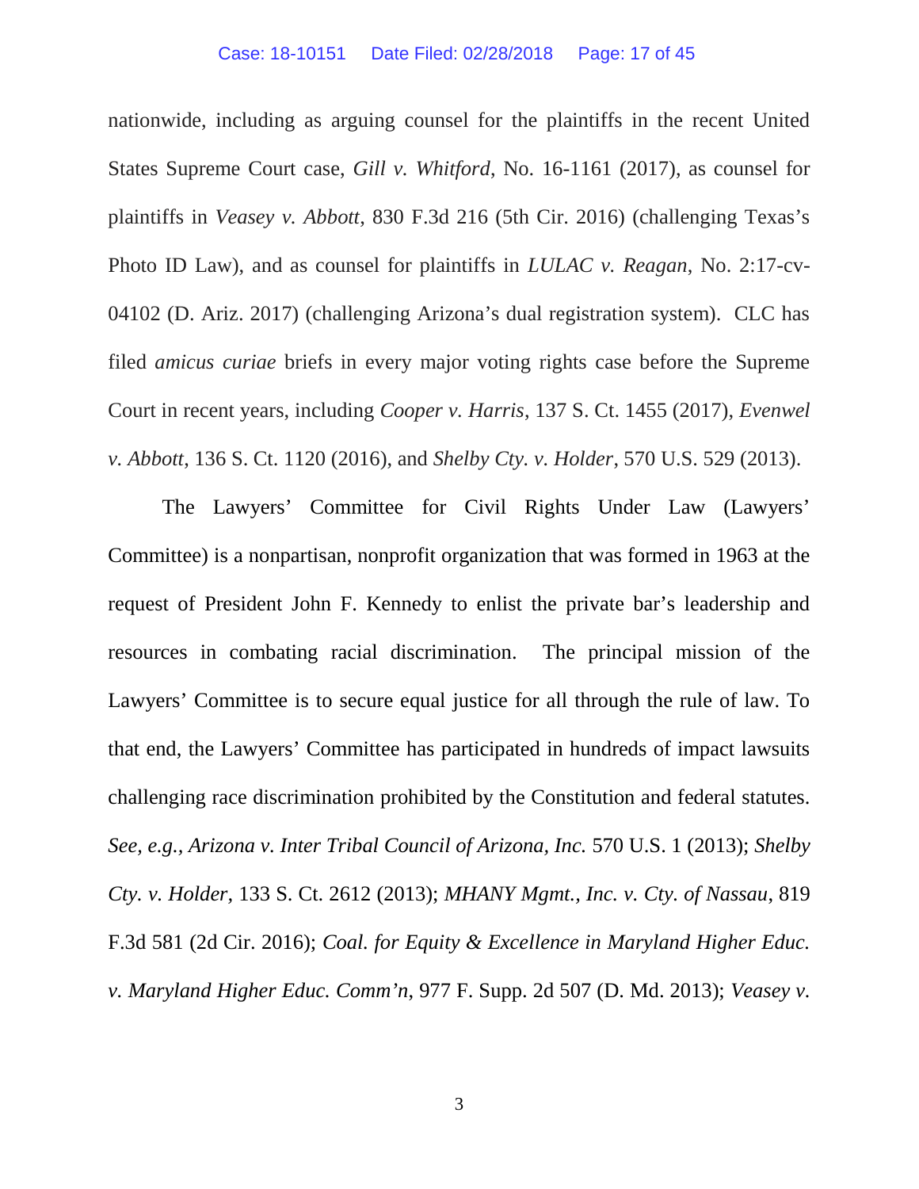nationwide, including as arguing counsel for the plaintiffs in the recent United States Supreme Court case, *Gill v. Whitford*, No. 16-1161 (2017), as counsel for plaintiffs in *Veasey v. Abbott*, 830 F.3d 216 (5th Cir. 2016) (challenging Texas's Photo ID Law), and as counsel for plaintiffs in *LULAC v. Reagan*, No. 2:17-cv-04102 (D. Ariz. 2017) (challenging Arizona's dual registration system). CLC has filed *amicus curiae* briefs in every major voting rights case before the Supreme Court in recent years, including *Cooper v. Harris*, 137 S. Ct. 1455 (2017), *Evenwel v. Abbott*, 136 S. Ct. 1120 (2016), and *Shelby Cty. v. Holder*, 570 U.S. 529 (2013).

The Lawyers' Committee for Civil Rights Under Law (Lawyers' Committee) is a nonpartisan, nonprofit organization that was formed in 1963 at the request of President John F. Kennedy to enlist the private bar's leadership and resources in combating racial discrimination. The principal mission of the Lawyers' Committee is to secure equal justice for all through the rule of law. To that end, the Lawyers' Committee has participated in hundreds of impact lawsuits challenging race discrimination prohibited by the Constitution and federal statutes. *See, e.g.*, *Arizona v. Inter Tribal Council of Arizona, Inc.* 570 U.S. 1 (2013); *Shelby Cty. v. Holder*, 133 S. Ct. 2612 (2013); *MHANY Mgmt., Inc. v. Cty. of Nassau*, 819 F.3d 581 (2d Cir. 2016); *Coal. for Equity & Excellence in Maryland Higher Educ. v. Maryland Higher Educ. Comm'n*, 977 F. Supp. 2d 507 (D. Md. 2013); *Veasey v.*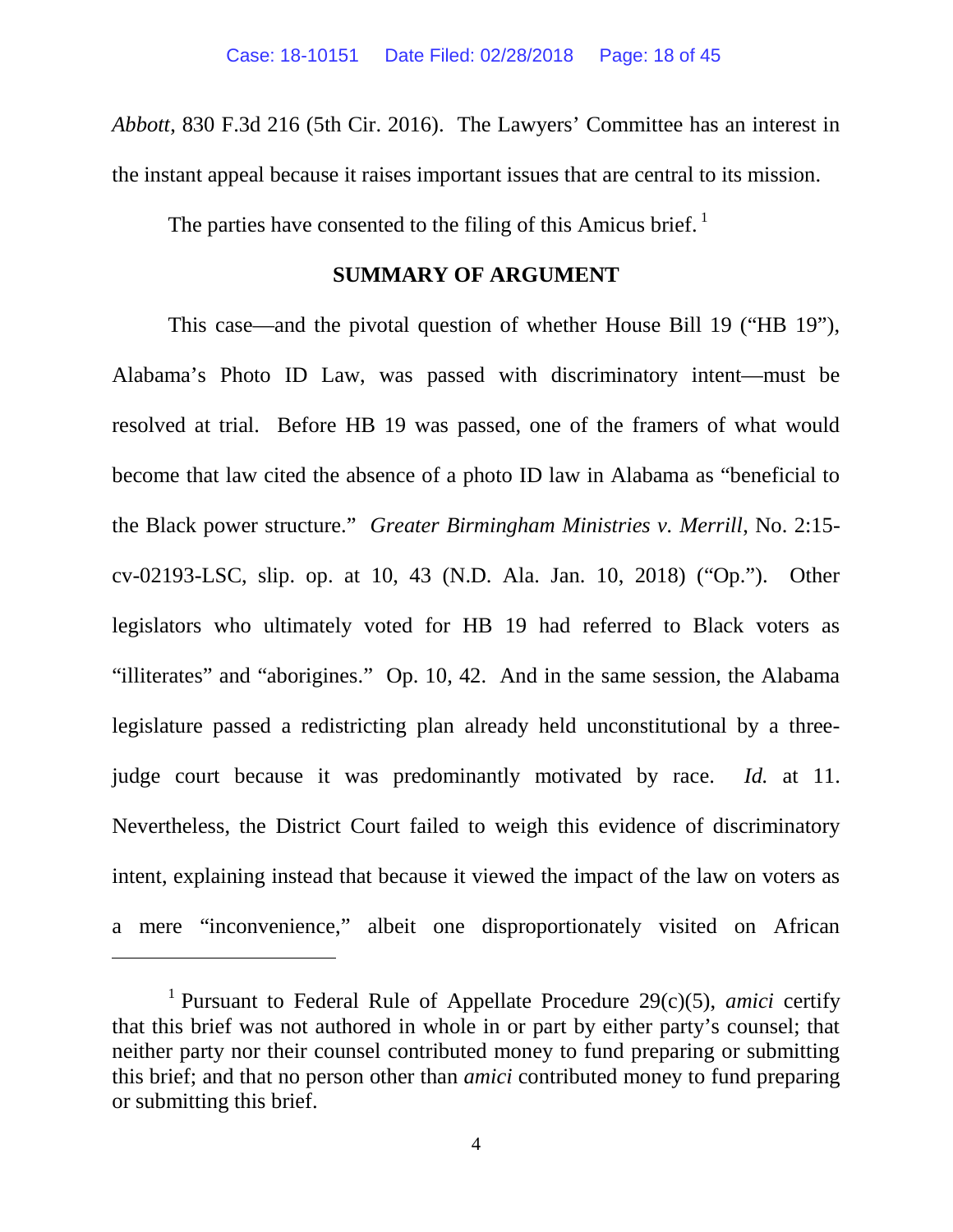*Abbott*, 830 F.3d 216 (5th Cir. 2016). The Lawyers' Committee has an interest in the instant appeal because it raises important issues that are central to its mission.

The parties have consented to the filing of this Amicus brief. [1]

## SUMMARY OF ARGUMENT

This case—and the pivotal question of whether House Bill 19 ("HB 19"), Alabama's Photo ID Law, was passed with discriminatory intent—must be resolved at trial. Before HB 19 was passed, one of the framers of what would become that law cited the absence of a photo ID law in Alabama as "beneficial to the Black power structure." *Greater Birmingham Ministries v. Merrill*, No. 2:15-cv-02193-LSC, slip. op. at 10, 43 (N.D. Ala. Jan. 10, 2018) ("Op."). Other legislators who ultimately voted for HB 19 had referred to Black voters as "illiterates" and "aborigines." Op. 10, 42. And in the same session, the Alabama legislature passed a redistricting plan already held unconstitutional by a three-judge court because it was predominantly motivated by race. *Id.* at 11. Nevertheless, the District Court failed to weigh this evidence of discriminatory intent, explaining instead that because it viewed the impact of the law on voters as a mere "inconvenience," albeit one disproportionately visited on African

---

[1] Pursuant to Federal Rule of Appellate Procedure 29(c)(5), *amici* certify that this brief was not authored in whole in or part by either party's counsel; that neither party nor their counsel contributed money to fund preparing or submitting this brief; and that no person other than *amici* contributed money to fund preparing or submitting this brief.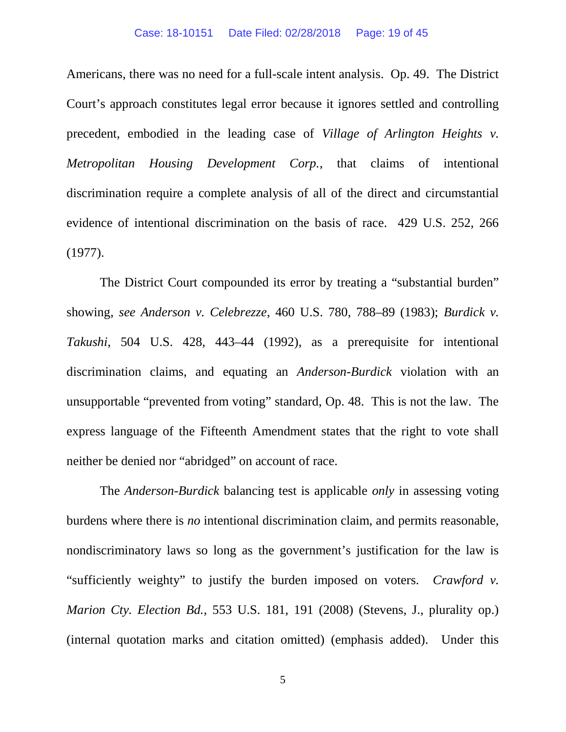Americans, there was no need for a full-scale intent analysis. Op. 49. The District Court's approach constitutes legal error because it ignores settled and controlling precedent, embodied in the leading case of *Village of Arlington Heights v. Metropolitan Housing Development Corp.*, that claims of intentional discrimination require a complete analysis of all of the direct and circumstantial evidence of intentional discrimination on the basis of race. 429 U.S. 252, 266 (1977).

The District Court compounded its error by treating a "substantial burden" showing, *see Anderson v. Celebrezze*, 460 U.S. 780, 788–89 (1983); *Burdick v. Takushi*, 504 U.S. 428, 443–44 (1992), as a prerequisite for intentional discrimination claims, and equating an *Anderson-Burdick* violation with an unsupportable "prevented from voting" standard, Op. 48. This is not the law. The express language of the Fifteenth Amendment states that the right to vote shall neither be denied nor "abridged" on account of race.

The *Anderson-Burdick* balancing test is applicable *only* in assessing voting burdens where there is *no* intentional discrimination claim, and permits reasonable, nondiscriminatory laws so long as the government's justification for the law is "sufficiently weighty" to justify the burden imposed on voters. *Crawford v. Marion Cty. Election Bd.*, 553 U.S. 181, 191 (2008) (Stevens, J., plurality op.) (internal quotation marks and citation omitted) (emphasis added). Under this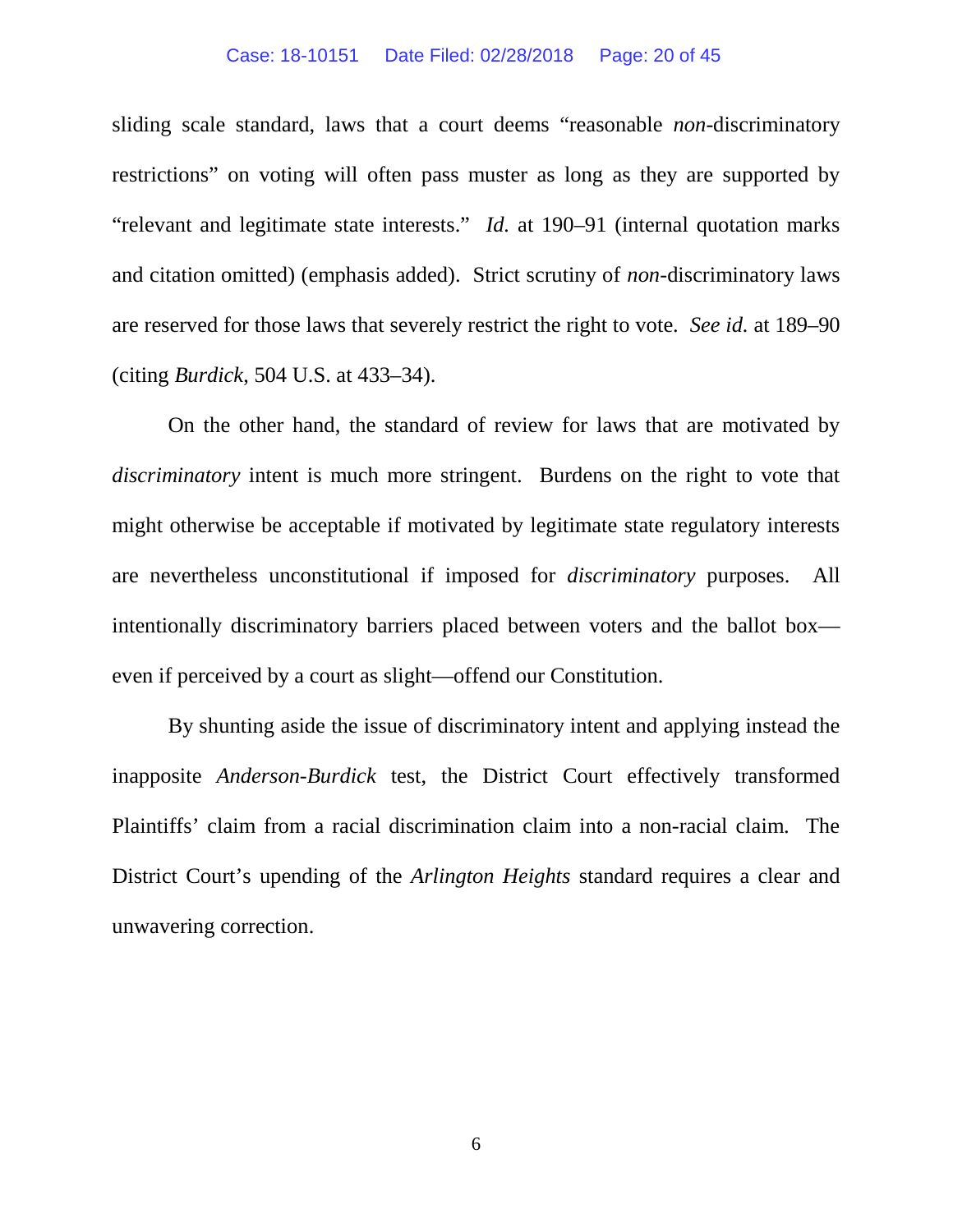sliding scale standard, laws that a court deems "reasonable *non*-discriminatory restrictions" on voting will often pass muster as long as they are supported by "relevant and legitimate state interests." *Id.* at 190–91 (internal quotation marks and citation omitted) (emphasis added). Strict scrutiny of *non*-discriminatory laws are reserved for those laws that severely restrict the right to vote. *See id.* at 189–90 (citing *Burdick*, 504 U.S. at 433–34).

On the other hand, the standard of review for laws that are motivated by *discriminatory* intent is much more stringent. Burdens on the right to vote that might otherwise be acceptable if motivated by legitimate state regulatory interests are nevertheless unconstitutional if imposed for *discriminatory* purposes. All intentionally discriminatory barriers placed between voters and the ballot box—even if perceived by a court as slight—offend our Constitution.

By shunting aside the issue of discriminatory intent and applying instead the inapposite *Anderson-Burdick* test, the District Court effectively transformed Plaintiffs' claim from a racial discrimination claim into a non-racial claim. The District Court's upending of the *Arlington Heights* standard requires a clear and unwavering correction.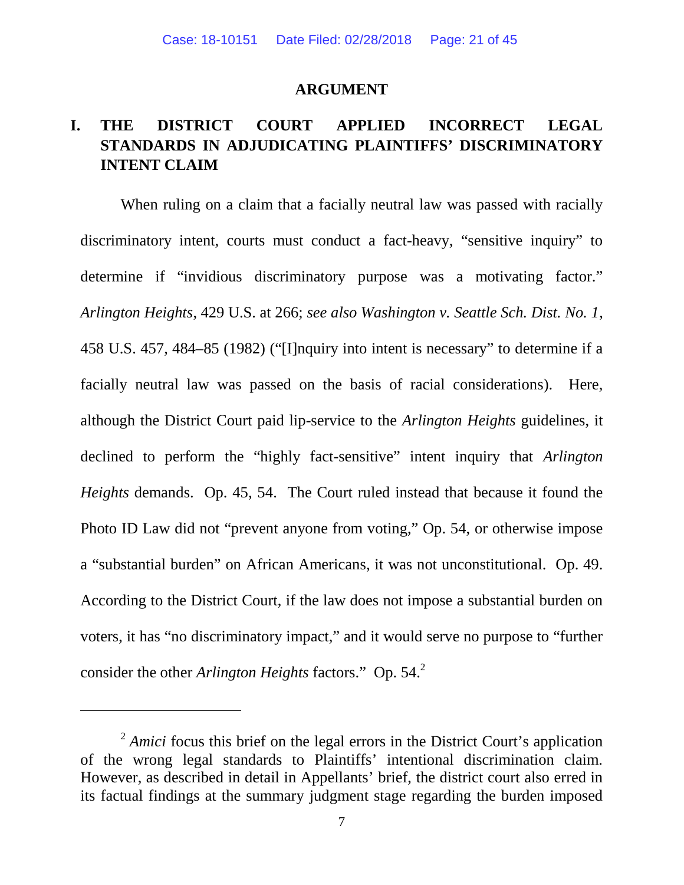## ARGUMENT

### I. THE DISTRICT COURT APPLIED INCORRECT LEGAL STANDARDS IN ADJUDICATING PLAINTIFFS' DISCRIMINATORY INTENT CLAIM

When ruling on a claim that a facially neutral law was passed with racially discriminatory intent, courts must conduct a fact-heavy, "sensitive inquiry" to determine if "invidious discriminatory purpose was a motivating factor." *Arlington Heights*, 429 U.S. at 266; *see also Washington v. Seattle Sch. Dist. No. 1*, 458 U.S. 457, 484–85 (1982) ("[I]nquiry into intent is necessary" to determine if a facially neutral law was passed on the basis of racial considerations). Here, although the District Court paid lip-service to the *Arlington Heights* guidelines, it declined to perform the "highly fact-sensitive" intent inquiry that *Arlington Heights* demands. Op. 45, 54. The Court ruled instead that because it found the Photo ID Law did not "prevent anyone from voting," Op. 54, or otherwise impose a "substantial burden" on African Americans, it was not unconstitutional. Op. 49. According to the District Court, if the law does not impose a substantial burden on voters, it has "no discriminatory impact," and it would serve no purpose to "further consider the other *Arlington Heights* factors." Op. 54.[2]

[2] *Amici* focus this brief on the legal errors in the District Court's application of the wrong legal standards to Plaintiffs' intentional discrimination claim. However, as described in detail in Appellants' brief, the district court also erred in its factual findings at the summary judgment stage regarding the burden imposed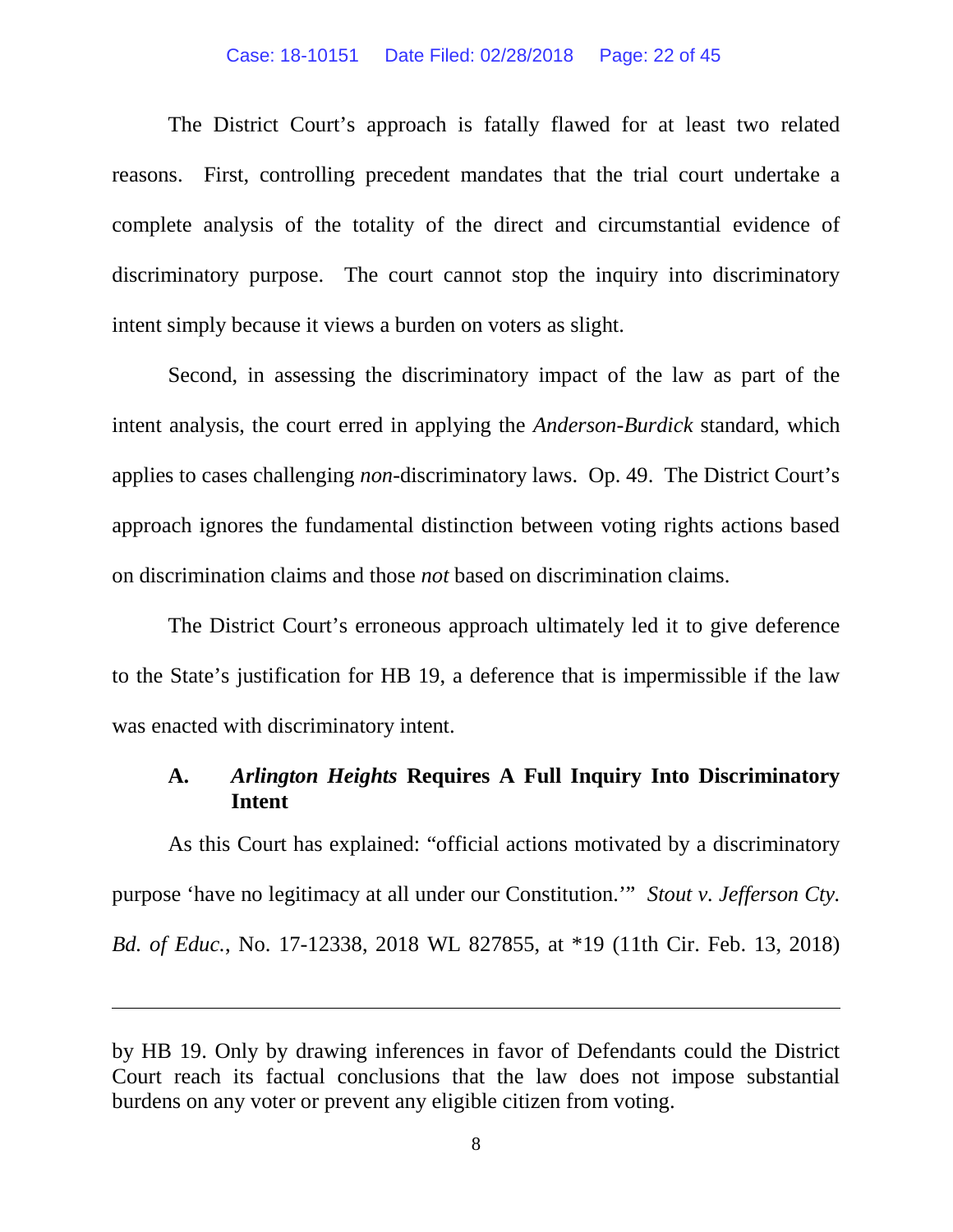The District Court's approach is fatally flawed for at least two related reasons. First, controlling precedent mandates that the trial court undertake a complete analysis of the totality of the direct and circumstantial evidence of discriminatory purpose. The court cannot stop the inquiry into discriminatory intent simply because it views a burden on voters as slight.

Second, in assessing the discriminatory impact of the law as part of the intent analysis, the court erred in applying the *Anderson-Burdick* standard, which applies to cases challenging *non*-discriminatory laws. Op. 49. The District Court's approach ignores the fundamental distinction between voting rights actions based on discrimination claims and those *not* based on discrimination claims.

The District Court's erroneous approach ultimately led it to give deference to the State's justification for HB 19, a deference that is impermissible if the law was enacted with discriminatory intent.

### A. *Arlington Heights* Requires A Full Inquiry Into Discriminatory Intent

As this Court has explained: "official actions motivated by a discriminatory purpose 'have no legitimacy at all under our Constitution.'" *Stout v. Jefferson Cty. Bd. of Educ.*, No. 17-12338, 2018 WL 827855, at *19 (11th Cir. Feb. 13, 2018)

---

by HB 19. Only by drawing inferences in favor of Defendants could the District Court reach its factual conclusions that the law does not impose substantial burdens on any voter or prevent any eligible citizen from voting.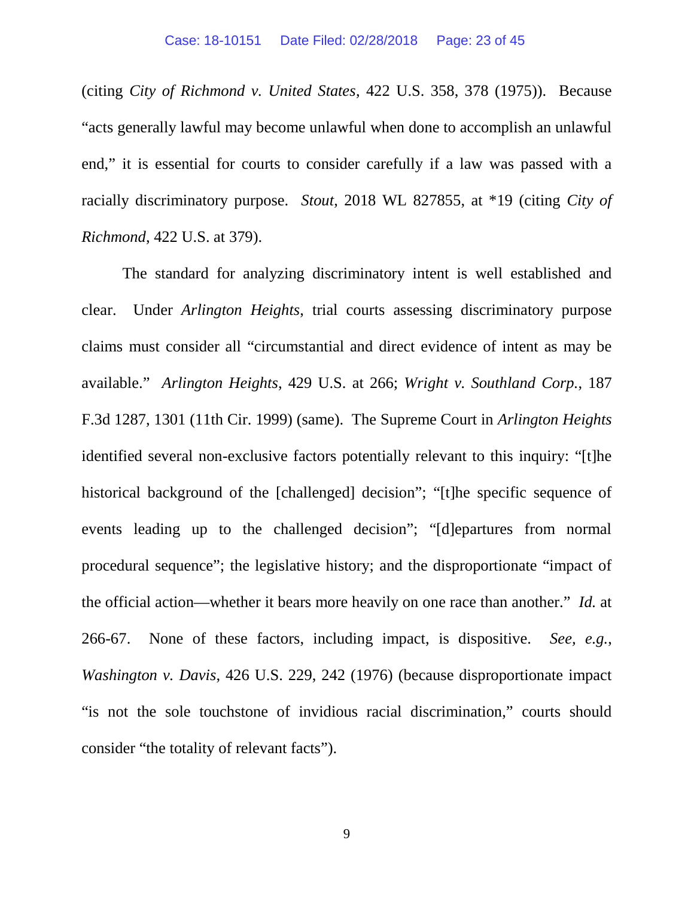(citing *City of Richmond v. United States*, 422 U.S. 358, 378 (1975)). Because "acts generally lawful may become unlawful when done to accomplish an unlawful end," it is essential for courts to consider carefully if a law was passed with a racially discriminatory purpose. *Stout*, 2018 WL 827855, at *19 (citing *City of Richmond*, 422 U.S. at 379).

The standard for analyzing discriminatory intent is well established and clear. Under *Arlington Heights*, trial courts assessing discriminatory purpose claims must consider all "circumstantial and direct evidence of intent as may be available." *Arlington Heights*, 429 U.S. at 266; *Wright v. Southland Corp.*, 187 F.3d 1287, 1301 (11th Cir. 1999) (same). The Supreme Court in *Arlington Heights* identified several non-exclusive factors potentially relevant to this inquiry: "[t]he historical background of the [challenged] decision"; "[t]he specific sequence of events leading up to the challenged decision"; "[d]epartures from normal procedural sequence"; the legislative history; and the disproportionate "impact of the official action—whether it bears more heavily on one race than another." *Id.* at 266-67. None of these factors, including impact, is dispositive. *See, e.g.*, *Washington v. Davis*, 426 U.S. 229, 242 (1976) (because disproportionate impact "is not the sole touchstone of invidious racial discrimination," courts should consider "the totality of relevant facts").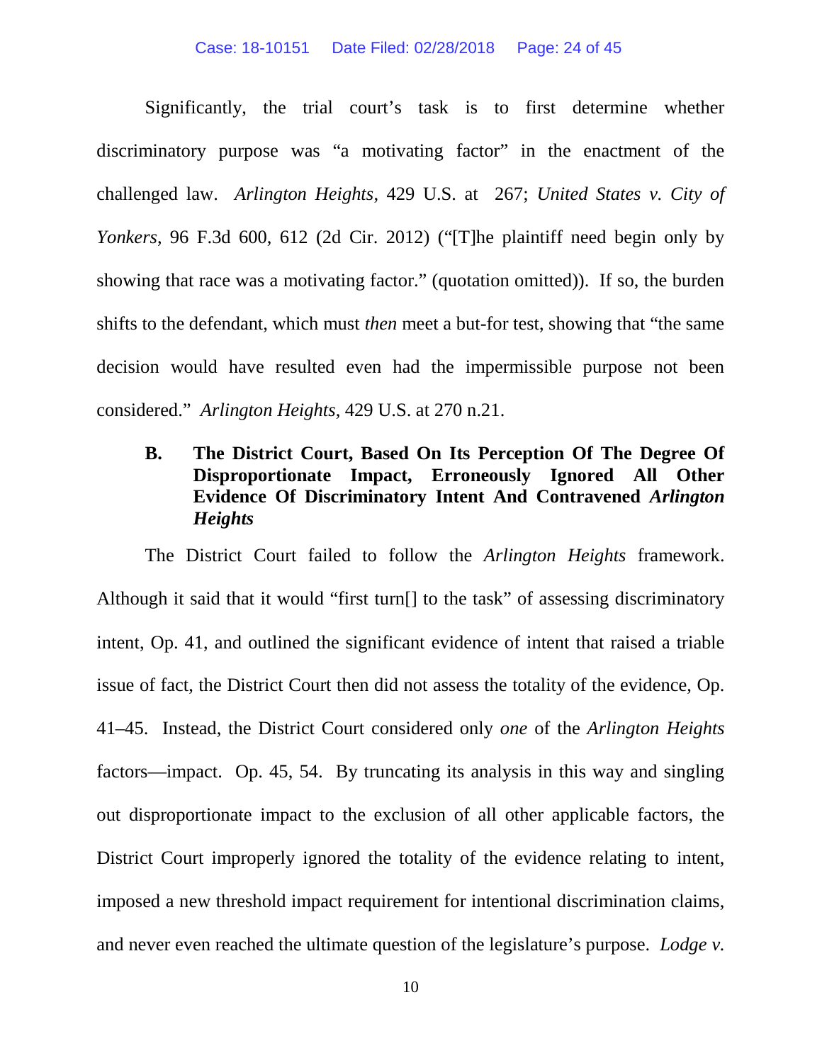Significantly, the trial court's task is to first determine whether discriminatory purpose was "a motivating factor" in the enactment of the challenged law. *Arlington Heights*, 429 U.S. at 267; *United States v. City of Yonkers*, 96 F.3d 600, 612 (2d Cir. 2012) ("[T]he plaintiff need begin only by showing that race was a motivating factor." (quotation omitted)). If so, the burden shifts to the defendant, which must *then* meet a but-for test, showing that "the same decision would have resulted even had the impermissible purpose not been considered." *Arlington Heights*, 429 U.S. at 270 n.21.

### B. The District Court, Based On Its Perception Of The Degree Of Disproportionate Impact, Erroneously Ignored All Other Evidence Of Discriminatory Intent And Contravened *Arlington Heights*

The District Court failed to follow the *Arlington Heights* framework. Although it said that it would "first turn[] to the task" of assessing discriminatory intent, Op. 41, and outlined the significant evidence of intent that raised a triable issue of fact, the District Court then did not assess the totality of the evidence, Op. 41–45. Instead, the District Court considered only *one* of the *Arlington Heights* factors—impact. Op. 45, 54. By truncating its analysis in this way and singling out disproportionate impact to the exclusion of all other applicable factors, the District Court improperly ignored the totality of the evidence relating to intent, imposed a new threshold impact requirement for intentional discrimination claims, and never even reached the ultimate question of the legislature's purpose. *Lodge v.*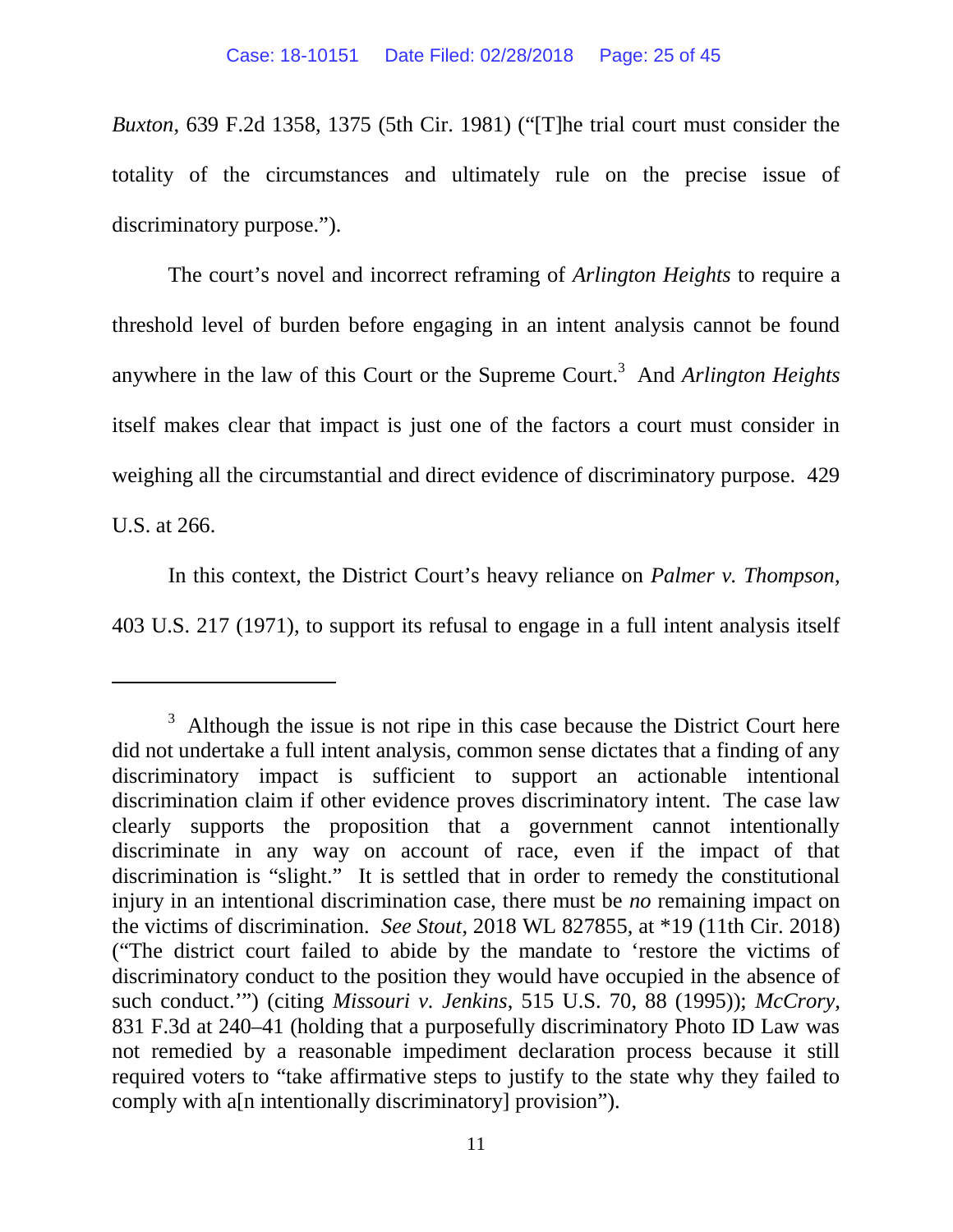*Buxton*, 639 F.2d 1358, 1375 (5th Cir. 1981) ("[T]he trial court must consider the totality of the circumstances and ultimately rule on the precise issue of discriminatory purpose.").

The court's novel and incorrect reframing of *Arlington Heights* to require a threshold level of burden before engaging in an intent analysis cannot be found anywhere in the law of this Court or the Supreme Court.[3] And *Arlington Heights* itself makes clear that impact is just one of the factors a court must consider in weighing all the circumstantial and direct evidence of discriminatory purpose. 429 U.S. at 266.

In this context, the District Court's heavy reliance on *Palmer v. Thompson*, 403 U.S. 217 (1971), to support its refusal to engage in a full intent analysis itself

---

[3] Although the issue is not ripe in this case because the District Court here did not undertake a full intent analysis, common sense dictates that a finding of any discriminatory impact is sufficient to support an actionable intentional discrimination claim if other evidence proves discriminatory intent. The case law clearly supports the proposition that a government cannot intentionally discriminate in any way on account of race, even if the impact of that discrimination is "slight." It is settled that in order to remedy the constitutional injury in an intentional discrimination case, there must be *no* remaining impact on the victims of discrimination. *See Stout*, 2018 WL 827855, at *19 (11th Cir. 2018) ("The district court failed to abide by the mandate to 'restore the victims of discriminatory conduct to the position they would have occupied in the absence of such conduct.'") (citing *Missouri v. Jenkins*, 515 U.S. 70, 88 (1995)); *McCrory*, 831 F.3d at 240–41 (holding that a purposefully discriminatory Photo ID Law was not remedied by a reasonable impediment declaration process because it still required voters to "take affirmative steps to justify to the state why they failed to comply with a[n intentionally discriminatory] provision").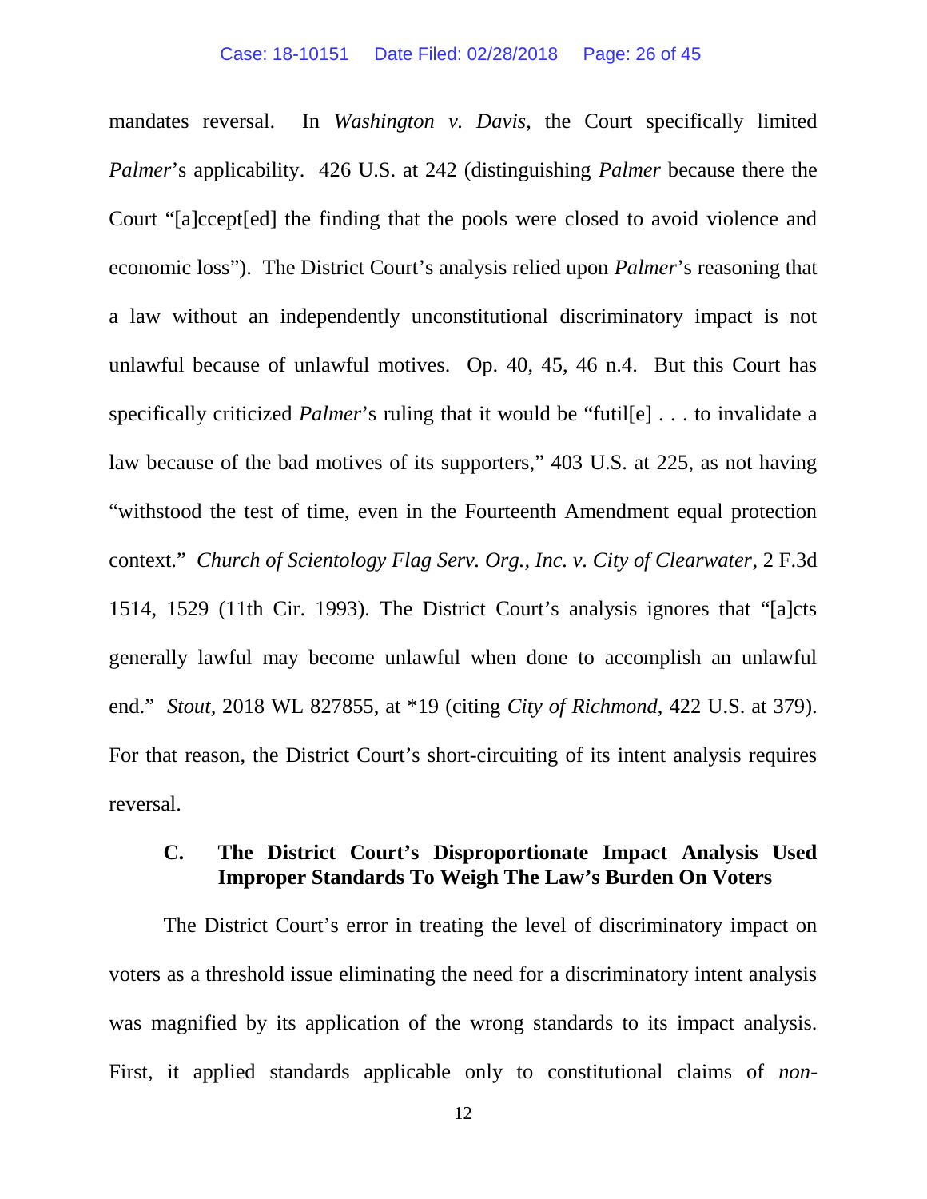mandates reversal. In *Washington v. Davis*, the Court specifically limited *Palmer*'s applicability. 426 U.S. at 242 (distinguishing *Palmer* because there the Court "[a]ccept[ed] the finding that the pools were closed to avoid violence and economic loss"). The District Court's analysis relied upon *Palmer*'s reasoning that a law without an independently unconstitutional discriminatory impact is not unlawful because of unlawful motives. Op. 40, 45, 46 n.4. But this Court has specifically criticized *Palmer*'s ruling that it would be "futil[e] . . . to invalidate a law because of the bad motives of its supporters," 403 U.S. at 225, as not having "withstood the test of time, even in the Fourteenth Amendment equal protection context." *Church of Scientology Flag Serv. Org., Inc. v. City of Clearwater*, 2 F.3d 1514, 1529 (11th Cir. 1993). The District Court's analysis ignores that "[a]cts generally lawful may become unlawful when done to accomplish an unlawful end." *Stout*, 2018 WL 827855, at *19 (citing *City of Richmond*, 422 U.S. at 379). For that reason, the District Court's short-circuiting of its intent analysis requires reversal.

### C. The District Court's Disproportionate Impact Analysis Used Improper Standards To Weigh The Law's Burden On Voters

The District Court's error in treating the level of discriminatory impact on voters as a threshold issue eliminating the need for a discriminatory intent analysis was magnified by its application of the wrong standards to its impact analysis. First, it applied standards applicable only to constitutional claims of *non-*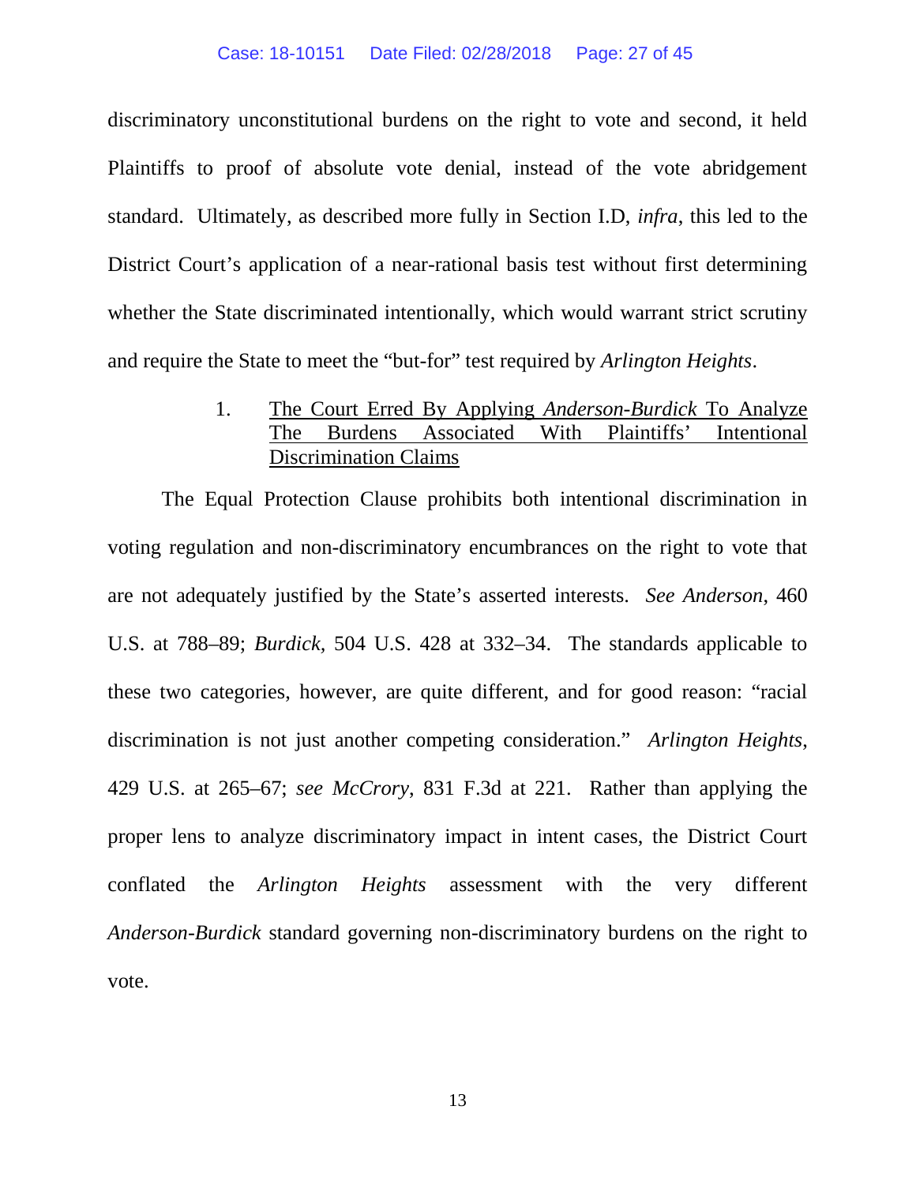discriminatory unconstitutional burdens on the right to vote and second, it held Plaintiffs to proof of absolute vote denial, instead of the vote abridgement standard. Ultimately, as described more fully in Section I.D, *infra*, this led to the District Court's application of a near-rational basis test without first determining whether the State discriminated intentionally, which would warrant strict scrutiny and require the State to meet the "but-for" test required by *Arlington Heights*.

### 1. The Court Erred By Applying *Anderson-Burdick* To Analyze The Burdens Associated With Plaintiffs' Intentional Discrimination Claims

The Equal Protection Clause prohibits both intentional discrimination in voting regulation and non-discriminatory encumbrances on the right to vote that are not adequately justified by the State's asserted interests. *See Anderson*, 460 U.S. at 788–89; *Burdick*, 504 U.S. 428 at 332–34. The standards applicable to these two categories, however, are quite different, and for good reason: "racial discrimination is not just another competing consideration." *Arlington Heights*, 429 U.S. at 265–67; *see McCrory*, 831 F.3d at 221. Rather than applying the proper lens to analyze discriminatory impact in intent cases, the District Court conflated the *Arlington Heights* assessment with the very different *Anderson-Burdick* standard governing non-discriminatory burdens on the right to vote.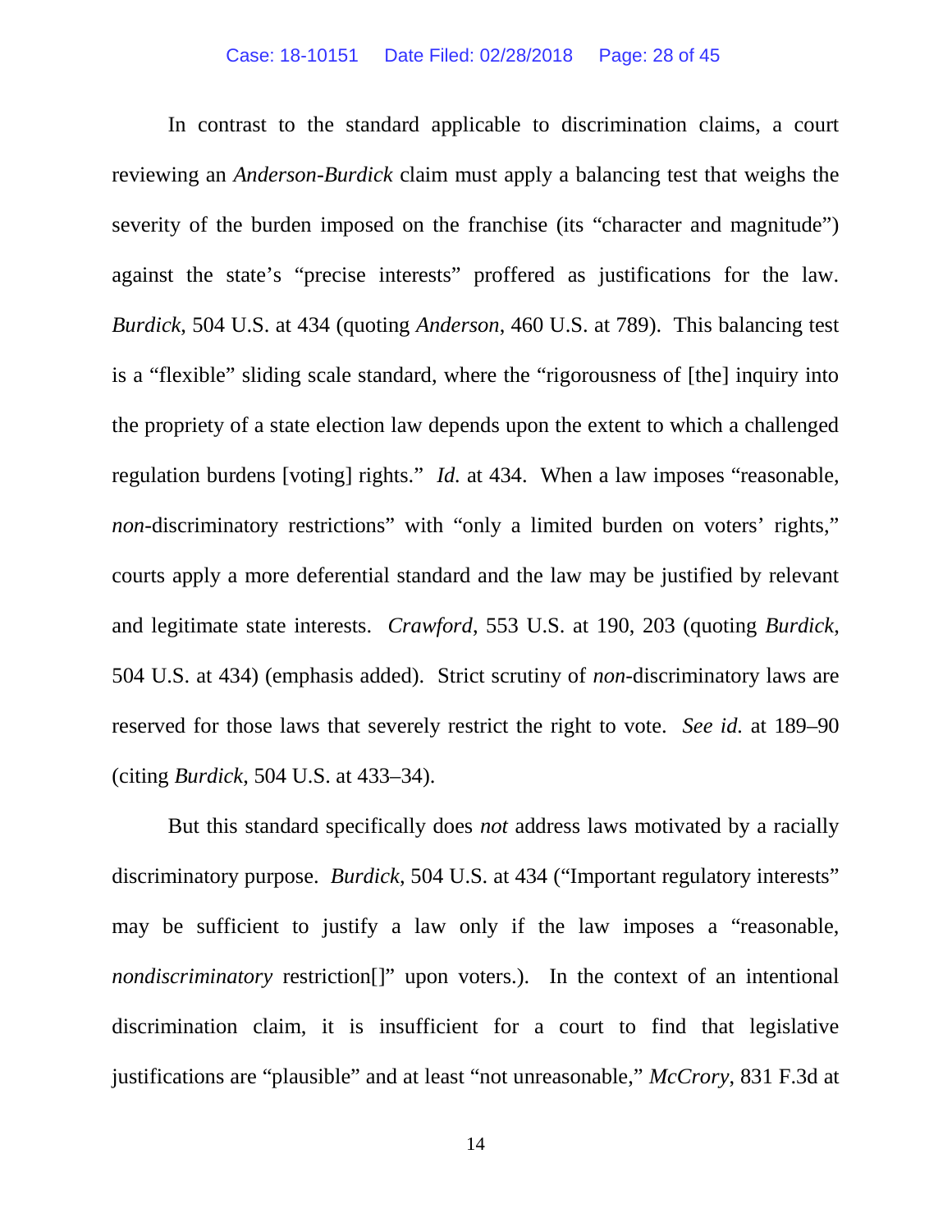In contrast to the standard applicable to discrimination claims, a court reviewing an *Anderson-Burdick* claim must apply a balancing test that weighs the severity of the burden imposed on the franchise (its "character and magnitude") against the state's "precise interests" proffered as justifications for the law. *Burdick*, 504 U.S. at 434 (quoting *Anderson*, 460 U.S. at 789). This balancing test is a "flexible" sliding scale standard, where the "rigorousness of [the] inquiry into the propriety of a state election law depends upon the extent to which a challenged regulation burdens [voting] rights." *Id.* at 434. When a law imposes "reasonable, *non*-discriminatory restrictions" with "only a limited burden on voters' rights," courts apply a more deferential standard and the law may be justified by relevant and legitimate state interests. *Crawford*, 553 U.S. at 190, 203 (quoting *Burdick*, 504 U.S. at 434) (emphasis added). Strict scrutiny of *non*-discriminatory laws are reserved for those laws that severely restrict the right to vote. *See id.* at 189–90 (citing *Burdick*, 504 U.S. at 433–34).

But this standard specifically does *not* address laws motivated by a racially discriminatory purpose. *Burdick*, 504 U.S. at 434 ("Important regulatory interests" may be sufficient to justify a law only if the law imposes a "reasonable, *nondiscriminatory* restriction[]" upon voters.). In the context of an intentional discrimination claim, it is insufficient for a court to find that legislative justifications are "plausible" and at least "not unreasonable," *McCrory*, 831 F.3d at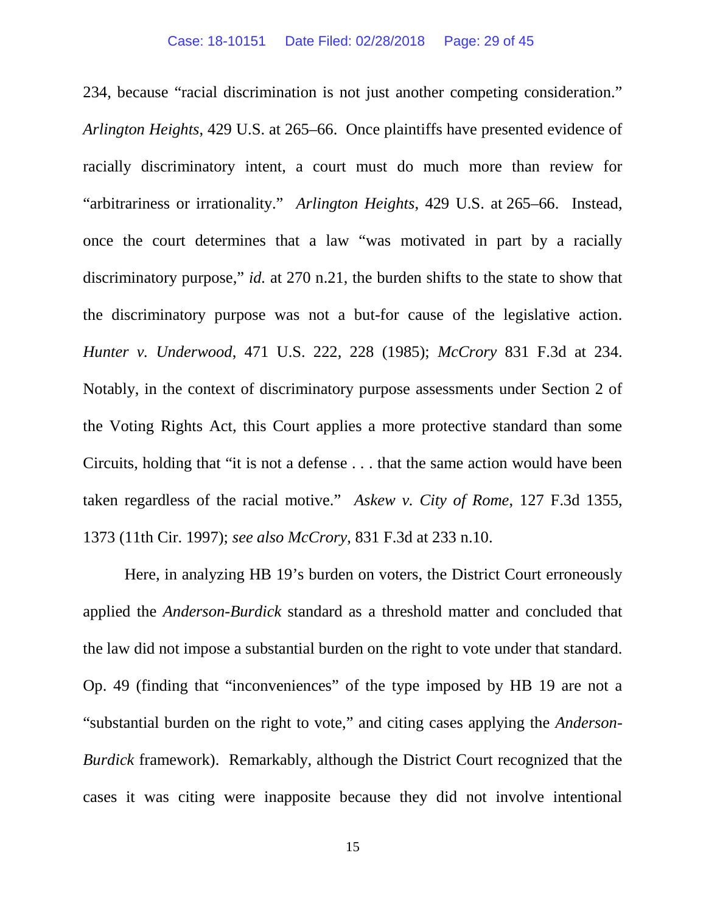234, because "racial discrimination is not just another competing consideration." *Arlington Heights*, 429 U.S. at 265–66. Once plaintiffs have presented evidence of racially discriminatory intent, a court must do much more than review for "arbitrariness or irrationality." *Arlington Heights*, 429 U.S. at 265–66. Instead, once the court determines that a law "was motivated in part by a racially discriminatory purpose," *id.* at 270 n.21, the burden shifts to the state to show that the discriminatory purpose was not a but-for cause of the legislative action. *Hunter v. Underwood*, 471 U.S. 222, 228 (1985); *McCrory* 831 F.3d at 234. Notably, in the context of discriminatory purpose assessments under Section 2 of the Voting Rights Act, this Court applies a more protective standard than some Circuits, holding that "it is not a defense . . . that the same action would have been taken regardless of the racial motive." *Askew v. City of Rome*, 127 F.3d 1355, 1373 (11th Cir. 1997); *see also McCrory*, 831 F.3d at 233 n.10.

Here, in analyzing HB 19's burden on voters, the District Court erroneously applied the *Anderson-Burdick* standard as a threshold matter and concluded that the law did not impose a substantial burden on the right to vote under that standard. Op. 49 (finding that "inconveniences" of the type imposed by HB 19 are not a "substantial burden on the right to vote," and citing cases applying the *Anderson-Burdick* framework). Remarkably, although the District Court recognized that the cases it was citing were inapposite because they did not involve intentional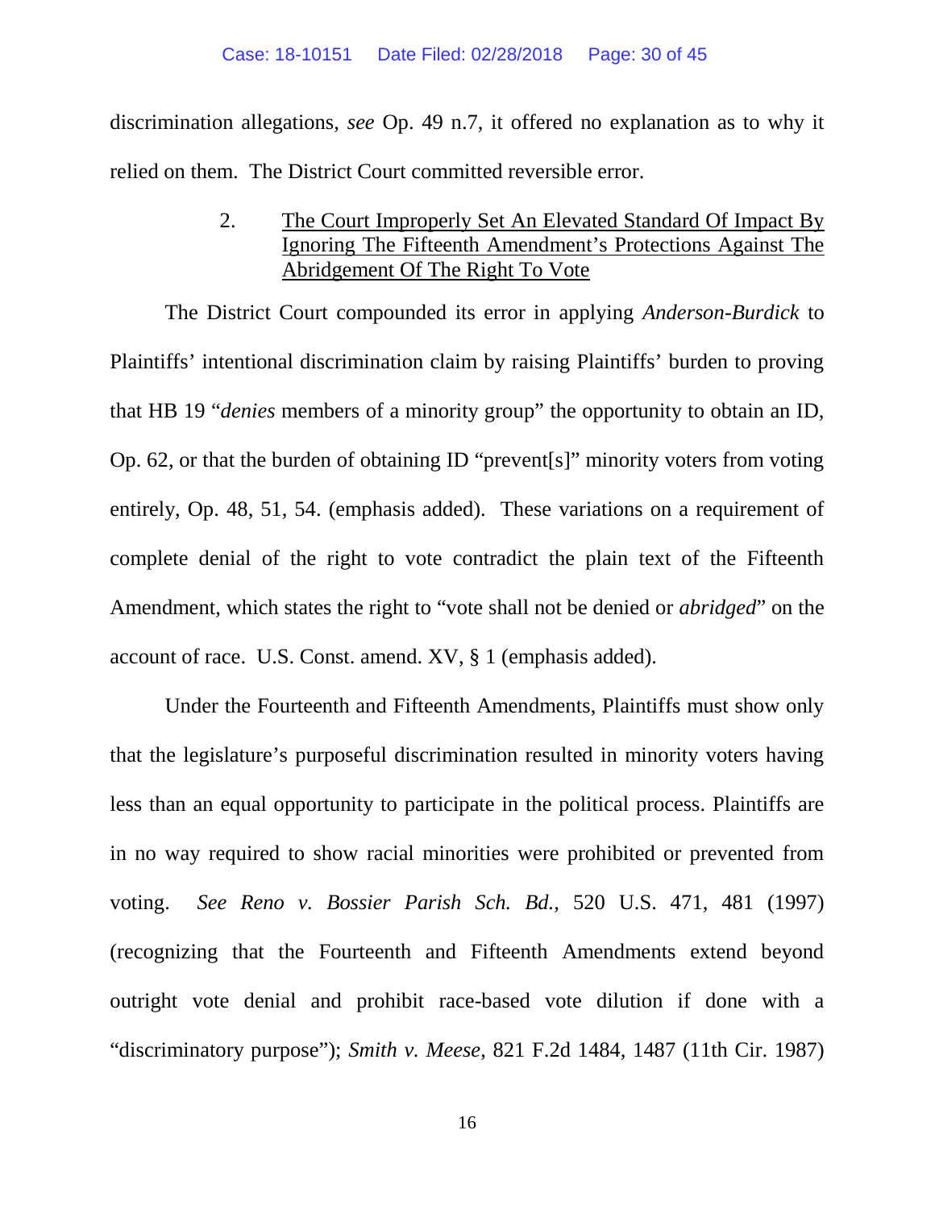discrimination allegations, *see* Op. 49 n.7, it offered no explanation as to why it relied on them. The District Court committed reversible error.

2. The Court Improperly Set An Elevated Standard Of Impact By Ignoring The Fifteenth Amendment's Protections Against The Abridgement Of The Right To Vote

The District Court compounded its error in applying *Anderson-Burdick* to Plaintiffs' intentional discrimination claim by raising Plaintiffs' burden to proving that HB 19 "*denies* members of a minority group" the opportunity to obtain an ID, Op. 62, or that the burden of obtaining ID "prevent[s]" minority voters from voting entirely, Op. 48, 51, 54. (emphasis added). These variations on a requirement of complete denial of the right to vote contradict the plain text of the Fifteenth Amendment, which states the right to "vote shall not be denied or *abridged*" on the account of race. U.S. Const. amend. XV, § 1 (emphasis added).

Under the Fourteenth and Fifteenth Amendments, Plaintiffs must show only that the legislature's purposeful discrimination resulted in minority voters having less than an equal opportunity to participate in the political process. Plaintiffs are in no way required to show racial minorities were prohibited or prevented from voting. *See Reno v. Bossier Parish Sch. Bd.,* 520 U.S. 471, 481 (1997) (recognizing that the Fourteenth and Fifteenth Amendments extend beyond outright vote denial and prohibit race-based vote dilution if done with a "discriminatory purpose"); *Smith v. Meese*, 821 F.2d 1484, 1487 (11th Cir. 1987)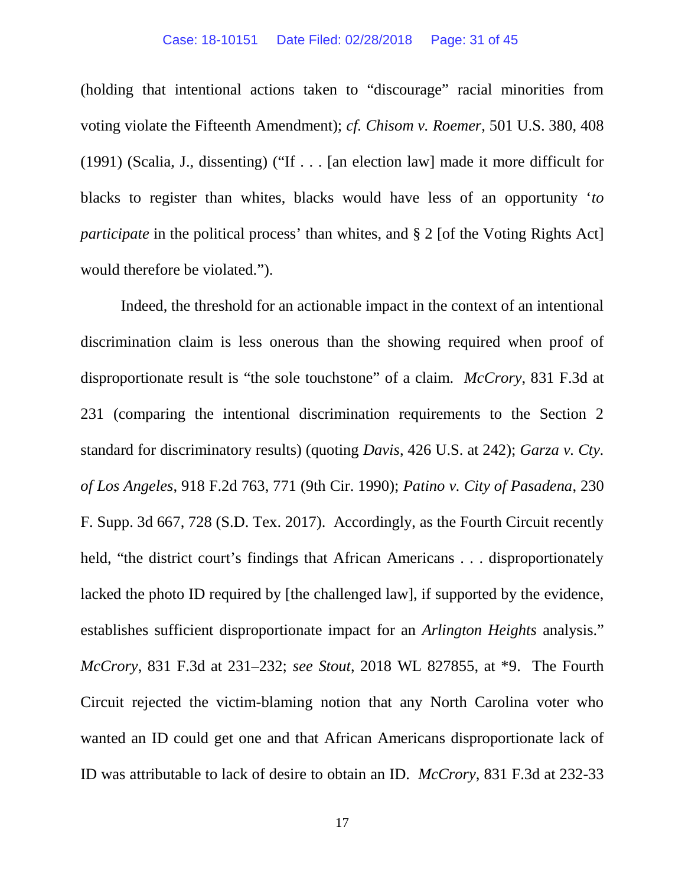(holding that intentional actions taken to "discourage" racial minorities from voting violate the Fifteenth Amendment); *cf. Chisom v. Roemer*, 501 U.S. 380, 408 (1991) (Scalia, J., dissenting) ("If . . . [an election law] made it more difficult for blacks to register than whites, blacks would have less of an opportunity '*to participate* in the political process' than whites, and § 2 [of the Voting Rights Act] would therefore be violated.").

Indeed, the threshold for an actionable impact in the context of an intentional discrimination claim is less onerous than the showing required when proof of disproportionate result is "the sole touchstone" of a claim. *McCrory*, 831 F.3d at 231 (comparing the intentional discrimination requirements to the Section 2 standard for discriminatory results) (quoting *Davis*, 426 U.S. at 242); *Garza v. Cty. of Los Angeles*, 918 F.2d 763, 771 (9th Cir. 1990); *Patino v. City of Pasadena*, 230 F. Supp. 3d 667, 728 (S.D. Tex. 2017). Accordingly, as the Fourth Circuit recently held, "the district court's findings that African Americans . . . disproportionately lacked the photo ID required by [the challenged law], if supported by the evidence, establishes sufficient disproportionate impact for an *Arlington Heights* analysis." *McCrory*, 831 F.3d at 231–232; *see Stout*, 2018 WL 827855, at *9. The Fourth Circuit rejected the victim-blaming notion that any North Carolina voter who wanted an ID could get one and that African Americans disproportionate lack of ID was attributable to lack of desire to obtain an ID. *McCrory*, 831 F.3d at 232-33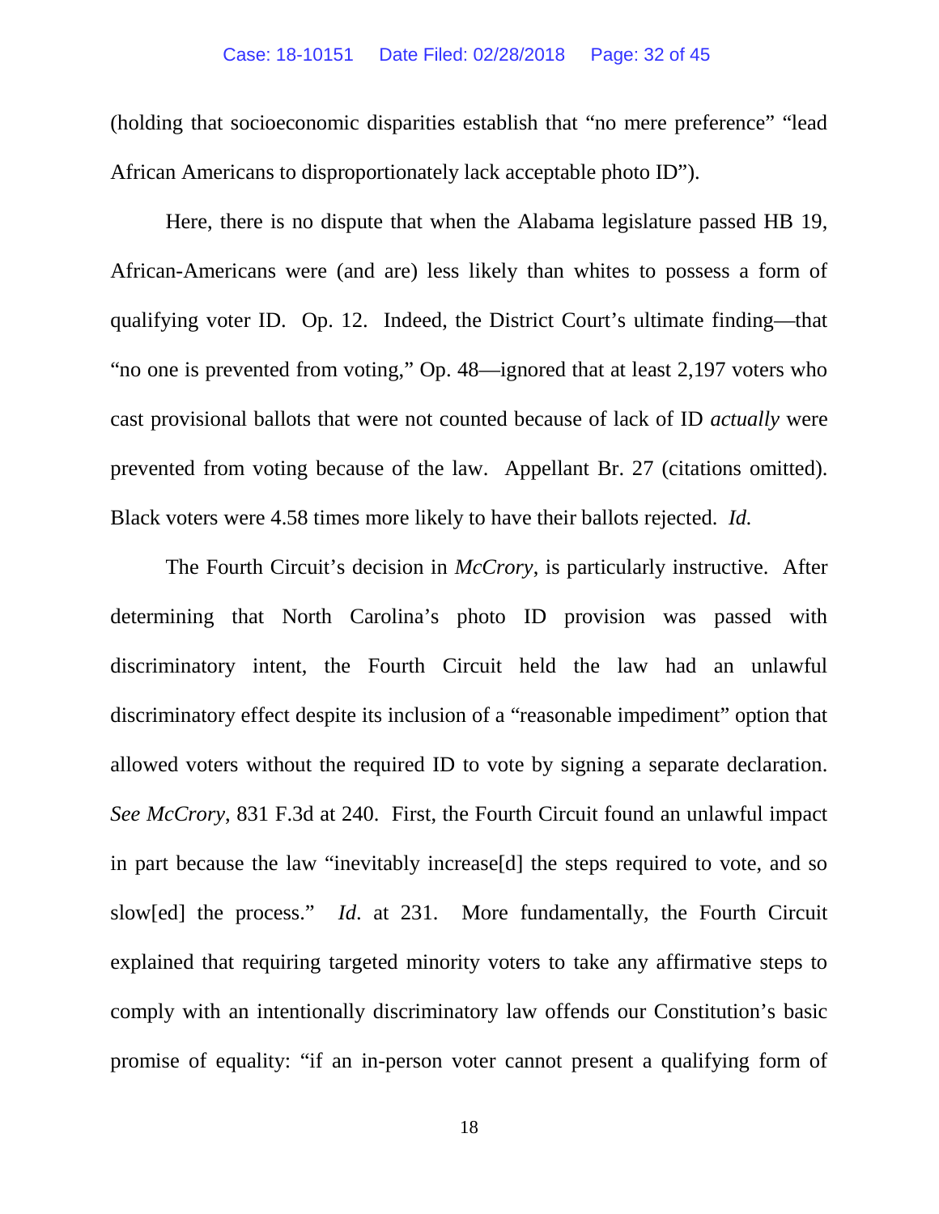(holding that socioeconomic disparities establish that "no mere preference" "lead African Americans to disproportionately lack acceptable photo ID").

Here, there is no dispute that when the Alabama legislature passed HB 19, African-Americans were (and are) less likely than whites to possess a form of qualifying voter ID. Op. 12. Indeed, the District Court's ultimate finding—that "no one is prevented from voting," Op. 48—ignored that at least 2,197 voters who cast provisional ballots that were not counted because of lack of ID *actually* were prevented from voting because of the law. Appellant Br. 27 (citations omitted). Black voters were 4.58 times more likely to have their ballots rejected. *Id.*

The Fourth Circuit's decision in *McCrory*, is particularly instructive. After determining that North Carolina's photo ID provision was passed with discriminatory intent, the Fourth Circuit held the law had an unlawful discriminatory effect despite its inclusion of a "reasonable impediment" option that allowed voters without the required ID to vote by signing a separate declaration. *See McCrory*, 831 F.3d at 240. First, the Fourth Circuit found an unlawful impact in part because the law "inevitably increase[d] the steps required to vote, and so slow[ed] the process." *Id*. at 231. More fundamentally, the Fourth Circuit explained that requiring targeted minority voters to take any affirmative steps to comply with an intentionally discriminatory law offends our Constitution's basic promise of equality: "if an in-person voter cannot present a qualifying form of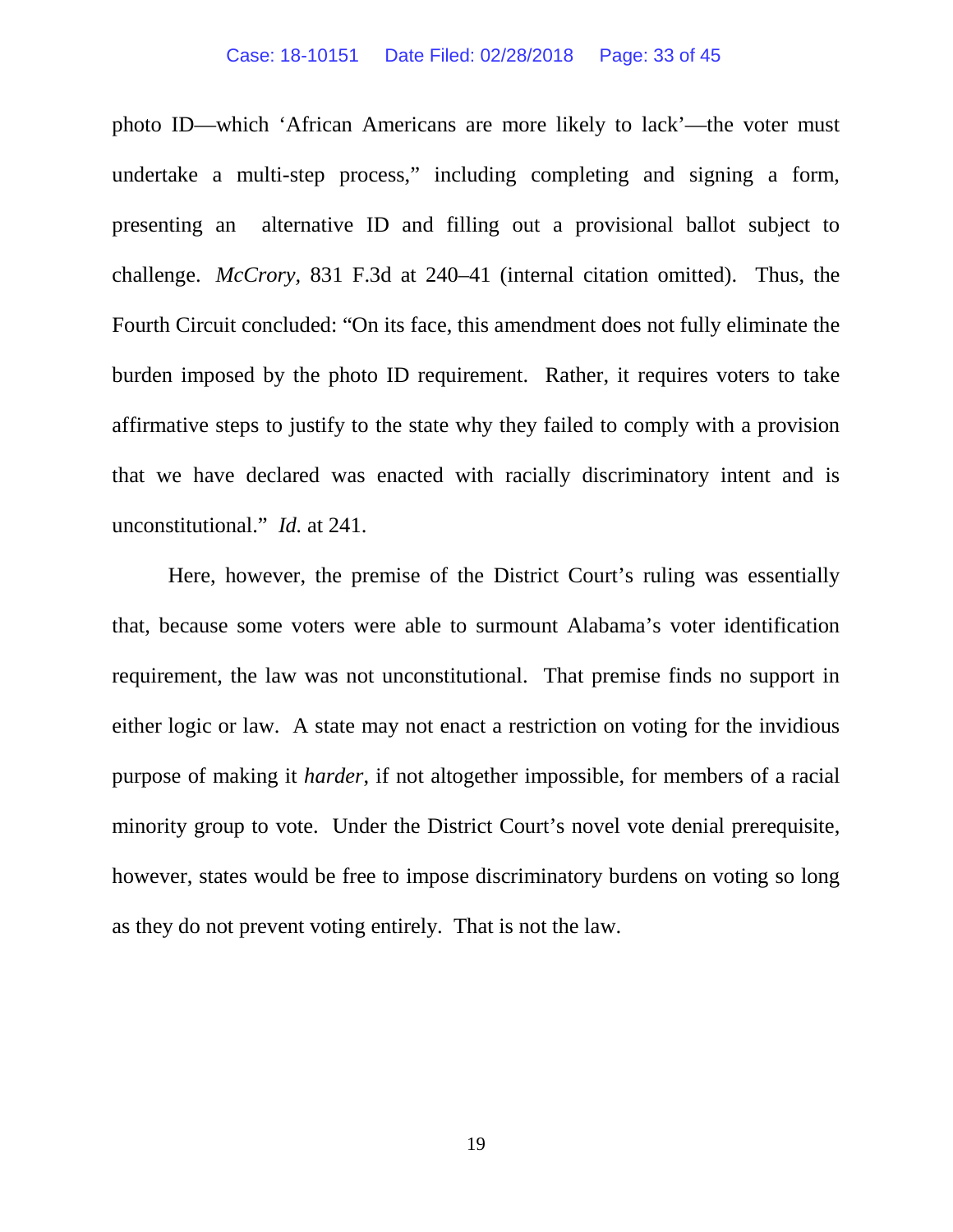photo ID—which 'African Americans are more likely to lack'—the voter must undertake a multi-step process," including completing and signing a form, presenting an alternative ID and filling out a provisional ballot subject to challenge. *McCrory*, 831 F.3d at 240–41 (internal citation omitted). Thus, the Fourth Circuit concluded: "On its face, this amendment does not fully eliminate the burden imposed by the photo ID requirement. Rather, it requires voters to take affirmative steps to justify to the state why they failed to comply with a provision that we have declared was enacted with racially discriminatory intent and is unconstitutional." *Id.* at 241.

Here, however, the premise of the District Court's ruling was essentially that, because some voters were able to surmount Alabama's voter identification requirement, the law was not unconstitutional. That premise finds no support in either logic or law. A state may not enact a restriction on voting for the invidious purpose of making it *harder*, if not altogether impossible, for members of a racial minority group to vote. Under the District Court's novel vote denial prerequisite, however, states would be free to impose discriminatory burdens on voting so long as they do not prevent voting entirely. That is not the law.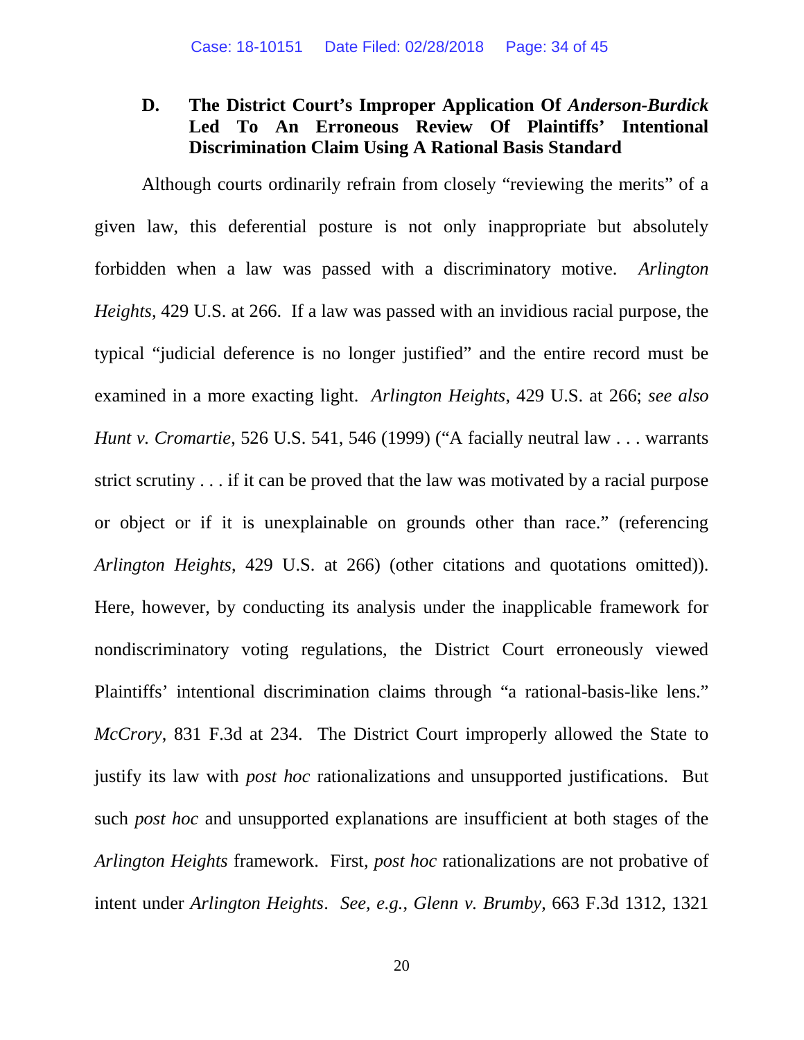### D. The District Court's Improper Application Of *Anderson-Burdick* Led To An Erroneous Review Of Plaintiffs' Intentional Discrimination Claim Using A Rational Basis Standard

Although courts ordinarily refrain from closely "reviewing the merits" of a given law, this deferential posture is not only inappropriate but absolutely forbidden when a law was passed with a discriminatory motive. *Arlington Heights*, 429 U.S. at 266. If a law was passed with an invidious racial purpose, the typical "judicial deference is no longer justified" and the entire record must be examined in a more exacting light. *Arlington Heights*, 429 U.S. at 266; *see also Hunt v. Cromartie*, 526 U.S. 541, 546 (1999) ("A facially neutral law . . . warrants strict scrutiny . . . if it can be proved that the law was motivated by a racial purpose or object or if it is unexplainable on grounds other than race." (referencing *Arlington Heights*, 429 U.S. at 266) (other citations and quotations omitted)). Here, however, by conducting its analysis under the inapplicable framework for nondiscriminatory voting regulations, the District Court erroneously viewed Plaintiffs' intentional discrimination claims through "a rational-basis-like lens." *McCrory*, 831 F.3d at 234. The District Court improperly allowed the State to justify its law with *post hoc* rationalizations and unsupported justifications. But such *post hoc* and unsupported explanations are insufficient at both stages of the *Arlington Heights* framework. First, *post hoc* rationalizations are not probative of intent under *Arlington Heights*. *See, e.g.*, *Glenn v. Brumby*, 663 F.3d 1312, 1321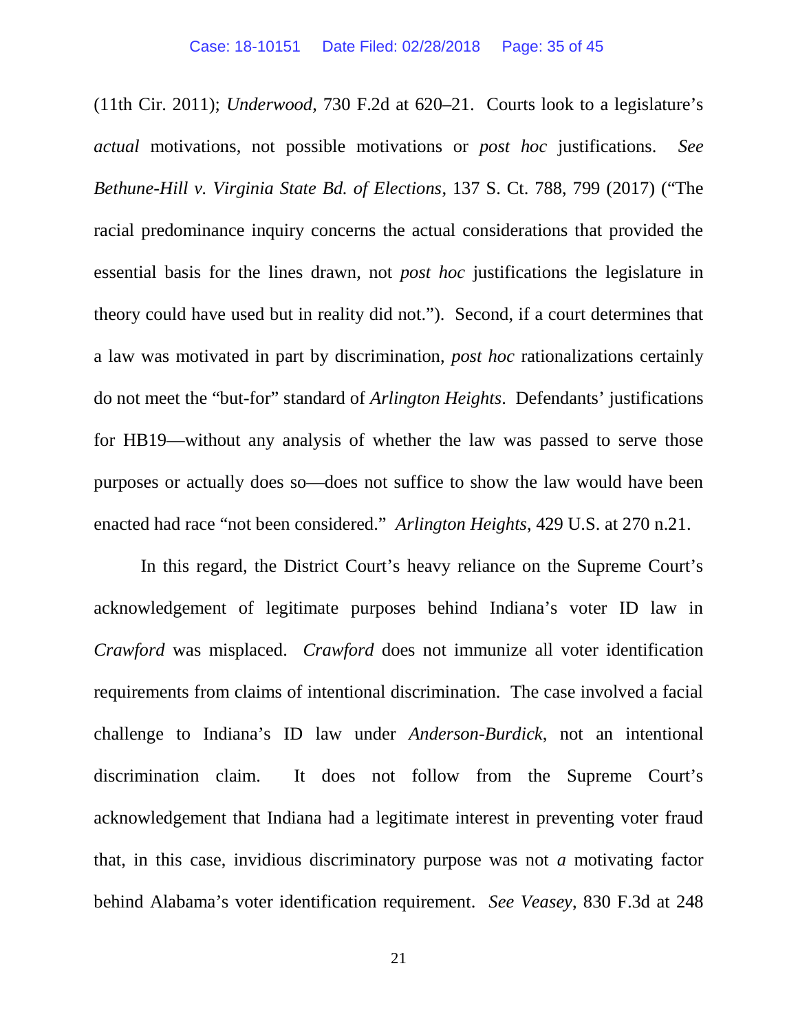(11th Cir. 2011); *Underwood*, 730 F.2d at 620–21. Courts look to a legislature's *actual* motivations, not possible motivations or *post hoc* justifications. *See Bethune-Hill v. Virginia State Bd. of Elections*, 137 S. Ct. 788, 799 (2017) ("The racial predominance inquiry concerns the actual considerations that provided the essential basis for the lines drawn, not *post hoc* justifications the legislature in theory could have used but in reality did not."). Second, if a court determines that a law was motivated in part by discrimination, *post hoc* rationalizations certainly do not meet the "but-for" standard of *Arlington Heights*. Defendants' justifications for HB19—without any analysis of whether the law was passed to serve those purposes or actually does so—does not suffice to show the law would have been enacted had race "not been considered." *Arlington Heights*, 429 U.S. at 270 n.21.

In this regard, the District Court's heavy reliance on the Supreme Court's acknowledgement of legitimate purposes behind Indiana's voter ID law in *Crawford* was misplaced. *Crawford* does not immunize all voter identification requirements from claims of intentional discrimination. The case involved a facial challenge to Indiana's ID law under *Anderson-Burdick*, not an intentional discrimination claim. It does not follow from the Supreme Court's acknowledgement that Indiana had a legitimate interest in preventing voter fraud that, in this case, invidious discriminatory purpose was not *a* motivating factor behind Alabama's voter identification requirement. *See Veasey*, 830 F.3d at 248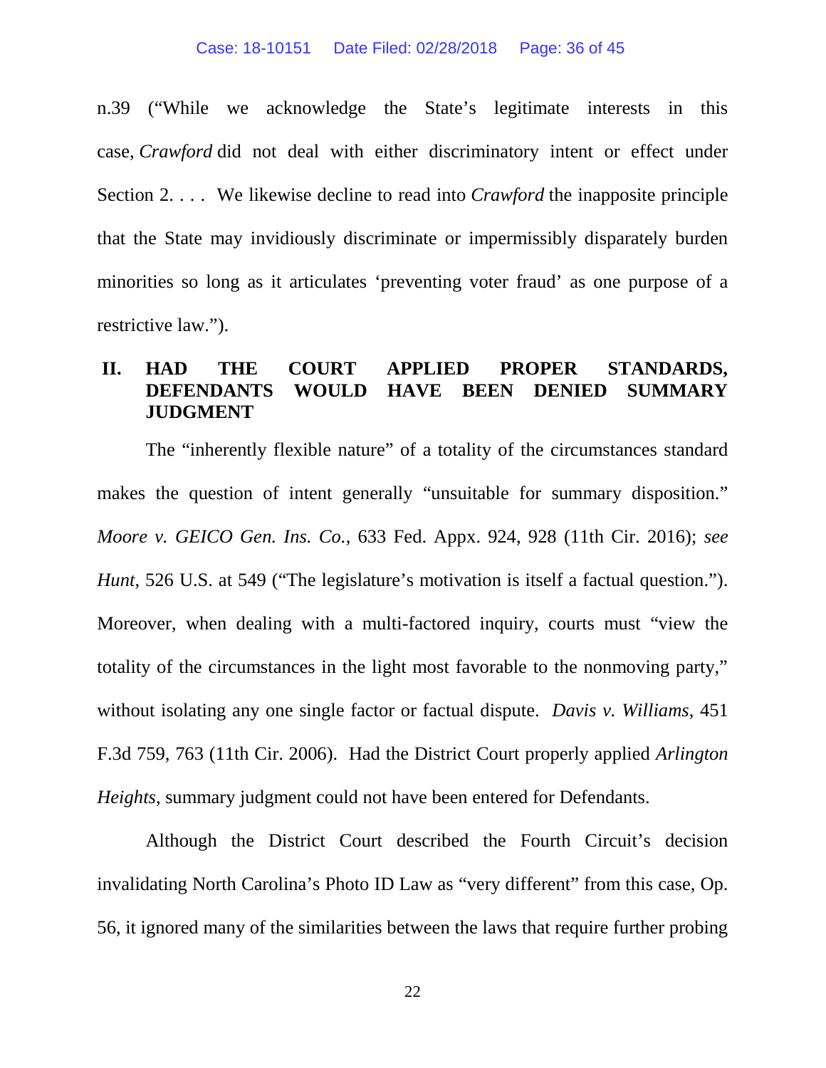n.39 ("While we acknowledge the State's legitimate interests in this case, *Crawford* did not deal with either discriminatory intent or effect under Section 2. . . . We likewise decline to read into *Crawford* the inapposite principle that the State may invidiously discriminate or impermissibly disparately burden minorities so long as it articulates 'preventing voter fraud' as one purpose of a restrictive law.").

## II. HAD THE COURT APPLIED PROPER STANDARDS, DEFENDANTS WOULD HAVE BEEN DENIED SUMMARY JUDGMENT

The "inherently flexible nature" of a totality of the circumstances standard makes the question of intent generally "unsuitable for summary disposition." *Moore v. GEICO Gen. Ins. Co.*, 633 Fed. Appx. 924, 928 (11th Cir. 2016); *see Hunt*, 526 U.S. at 549 ("The legislature's motivation is itself a factual question."). Moreover, when dealing with a multi-factored inquiry, courts must "view the totality of the circumstances in the light most favorable to the nonmoving party," without isolating any one single factor or factual dispute. *Davis v. Williams*, 451 F.3d 759, 763 (11th Cir. 2006). Had the District Court properly applied *Arlington Heights*, summary judgment could not have been entered for Defendants.

Although the District Court described the Fourth Circuit's decision invalidating North Carolina's Photo ID Law as "very different" from this case, Op. 56, it ignored many of the similarities between the laws that require further probing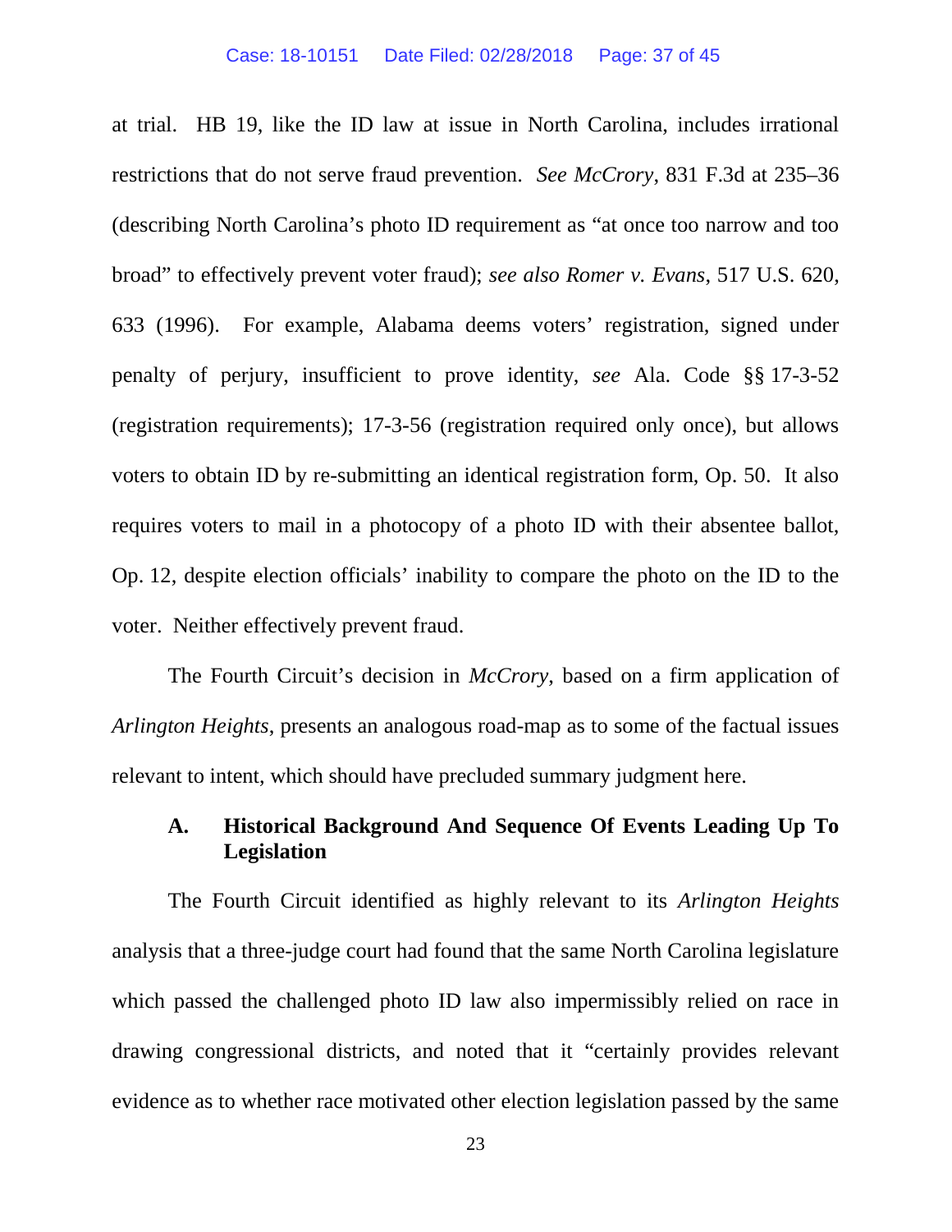at trial. HB 19, like the ID law at issue in North Carolina, includes irrational restrictions that do not serve fraud prevention. *See McCrory*, 831 F.3d at 235–36 (describing North Carolina's photo ID requirement as "at once too narrow and too broad" to effectively prevent voter fraud); *see also Romer v. Evans*, 517 U.S. 620, 633 (1996). For example, Alabama deems voters' registration, signed under penalty of perjury, insufficient to prove identity, *see* Ala. Code §§ 17-3-52 (registration requirements); 17-3-56 (registration required only once), but allows voters to obtain ID by re-submitting an identical registration form, Op. 50. It also requires voters to mail in a photocopy of a photo ID with their absentee ballot, Op. 12, despite election officials' inability to compare the photo on the ID to the voter. Neither effectively prevent fraud.

The Fourth Circuit's decision in *McCrory*, based on a firm application of *Arlington Heights*, presents an analogous road-map as to some of the factual issues relevant to intent, which should have precluded summary judgment here.

### A. Historical Background And Sequence Of Events Leading Up To Legislation

The Fourth Circuit identified as highly relevant to its *Arlington Heights* analysis that a three-judge court had found that the same North Carolina legislature which passed the challenged photo ID law also impermissibly relied on race in drawing congressional districts, and noted that it "certainly provides relevant evidence as to whether race motivated other election legislation passed by the same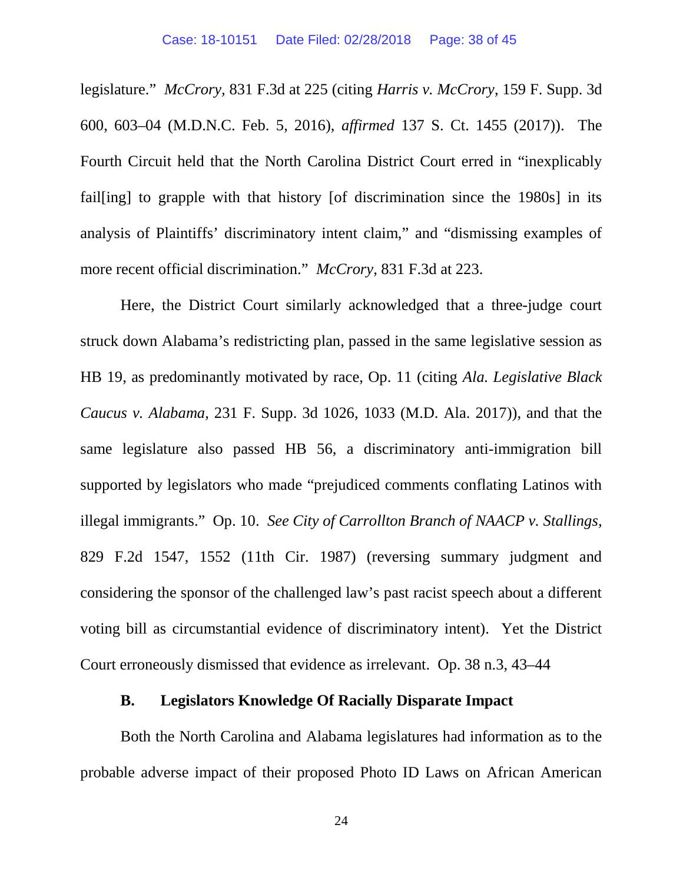legislature." *McCrory*, 831 F.3d at 225 (citing *Harris v. McCrory*, 159 F. Supp. 3d 600, 603–04 (M.D.N.C. Feb. 5, 2016), *affirmed* 137 S. Ct. 1455 (2017)). The Fourth Circuit held that the North Carolina District Court erred in "inexplicably fail[ing] to grapple with that history [of discrimination since the 1980s] in its analysis of Plaintiffs' discriminatory intent claim," and "dismissing examples of more recent official discrimination." *McCrory*, 831 F.3d at 223.

Here, the District Court similarly acknowledged that a three-judge court struck down Alabama's redistricting plan, passed in the same legislative session as HB 19, as predominantly motivated by race, Op. 11 (citing *Ala. Legislative Black Caucus v. Alabama*, 231 F. Supp. 3d 1026, 1033 (M.D. Ala. 2017)), and that the same legislature also passed HB 56, a discriminatory anti-immigration bill supported by legislators who made "prejudiced comments conflating Latinos with illegal immigrants." Op. 10. *See City of Carrollton Branch of NAACP v. Stallings*, 829 F.2d 1547, 1552 (11th Cir. 1987) (reversing summary judgment and considering the sponsor of the challenged law's past racist speech about a different voting bill as circumstantial evidence of discriminatory intent). Yet the District Court erroneously dismissed that evidence as irrelevant. Op. 38 n.3, 43–44

### B. Legislators Knowledge Of Racially Disparate Impact

Both the North Carolina and Alabama legislatures had information as to the probable adverse impact of their proposed Photo ID Laws on African American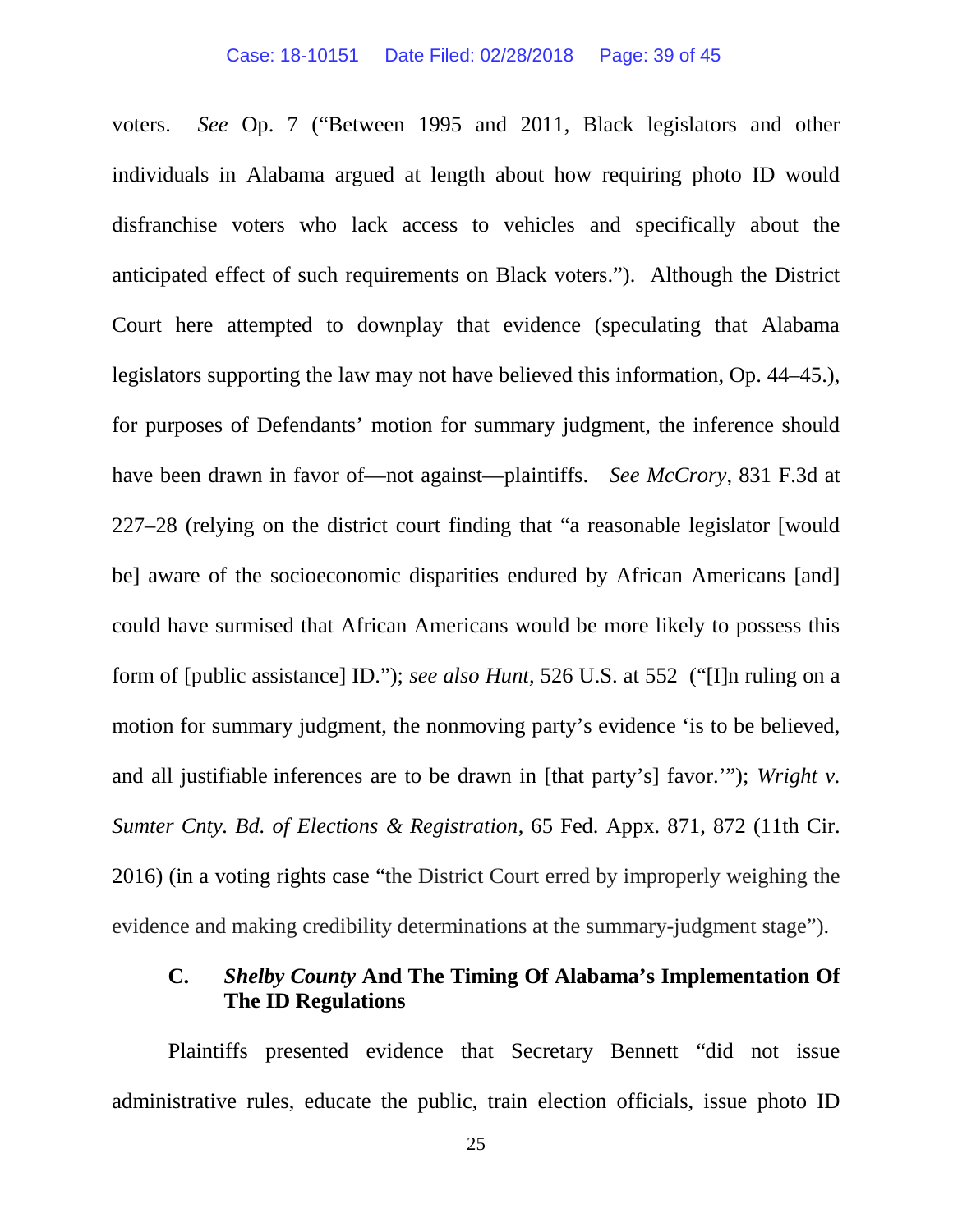voters. *See* Op. 7 ("Between 1995 and 2011, Black legislators and other individuals in Alabama argued at length about how requiring photo ID would disfranchise voters who lack access to vehicles and specifically about the anticipated effect of such requirements on Black voters."). Although the District Court here attempted to downplay that evidence (speculating that Alabama legislators supporting the law may not have believed this information, Op. 44–45.), for purposes of Defendants' motion for summary judgment, the inference should have been drawn in favor of—not against—plaintiffs. *See McCrory*, 831 F.3d at 227–28 (relying on the district court finding that "a reasonable legislator [would be] aware of the socioeconomic disparities endured by African Americans [and] could have surmised that African Americans would be more likely to possess this form of [public assistance] ID."); *see also Hunt*, 526 U.S. at 552 ("[I]n ruling on a motion for summary judgment, the nonmoving party's evidence 'is to be believed, and all justifiable inferences are to be drawn in [that party's] favor.'"); *Wright v. Sumter Cnty. Bd. of Elections & Registration*, 65 Fed. Appx. 871, 872 (11th Cir. 2016) (in a voting rights case "the District Court erred by improperly weighing the evidence and making credibility determinations at the summary-judgment stage").

### C. *Shelby County* And The Timing Of Alabama's Implementation Of The ID Regulations

Plaintiffs presented evidence that Secretary Bennett "did not issue administrative rules, educate the public, train election officials, issue photo ID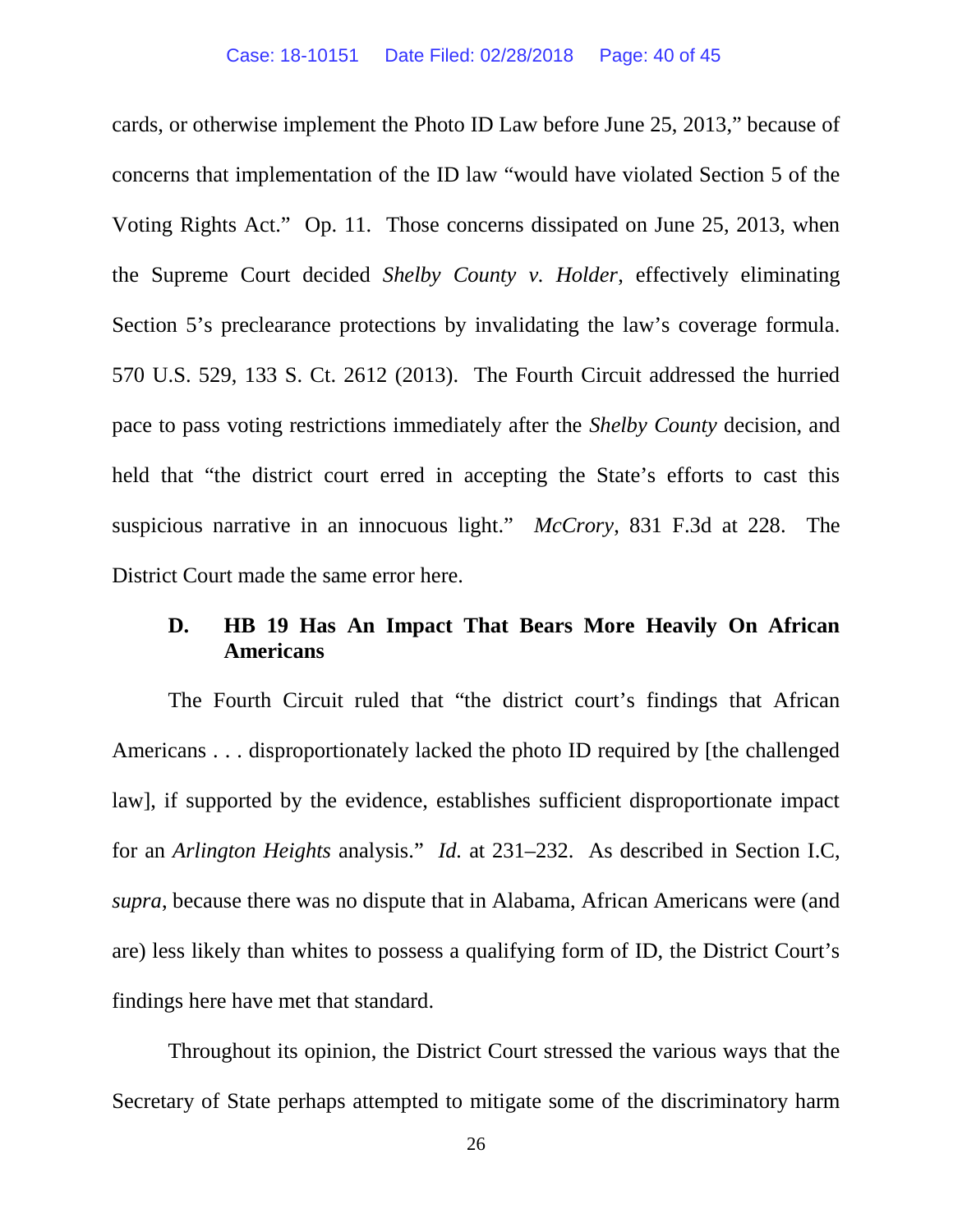cards, or otherwise implement the Photo ID Law before June 25, 2013," because of concerns that implementation of the ID law "would have violated Section 5 of the Voting Rights Act." Op. 11. Those concerns dissipated on June 25, 2013, when the Supreme Court decided *Shelby County v. Holder*, effectively eliminating Section 5's preclearance protections by invalidating the law's coverage formula. 570 U.S. 529, 133 S. Ct. 2612 (2013). The Fourth Circuit addressed the hurried pace to pass voting restrictions immediately after the *Shelby County* decision, and held that "the district court erred in accepting the State's efforts to cast this suspicious narrative in an innocuous light." *McCrory*, 831 F.3d at 228. The District Court made the same error here.

### D. HB 19 Has An Impact That Bears More Heavily On African Americans

The Fourth Circuit ruled that "the district court's findings that African Americans . . . disproportionately lacked the photo ID required by [the challenged law], if supported by the evidence, establishes sufficient disproportionate impact for an *Arlington Heights* analysis." *Id.* at 231–232. As described in Section I.C, *supra*, because there was no dispute that in Alabama, African Americans were (and are) less likely than whites to possess a qualifying form of ID, the District Court's findings here have met that standard.

Throughout its opinion, the District Court stressed the various ways that the Secretary of State perhaps attempted to mitigate some of the discriminatory harm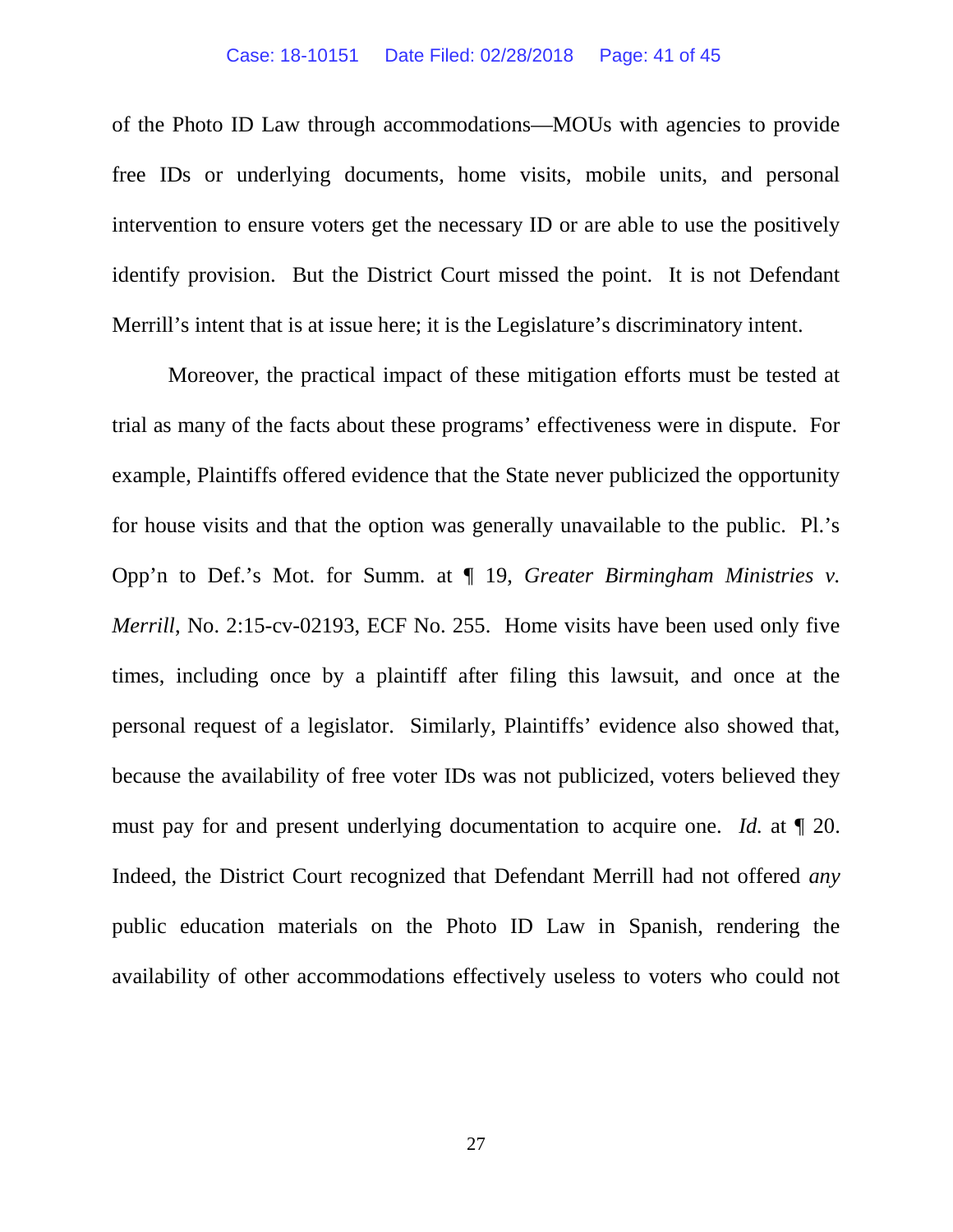of the Photo ID Law through accommodations—MOUs with agencies to provide free IDs or underlying documents, home visits, mobile units, and personal intervention to ensure voters get the necessary ID or are able to use the positively identify provision. But the District Court missed the point. It is not Defendant Merrill's intent that is at issue here; it is the Legislature's discriminatory intent.

Moreover, the practical impact of these mitigation efforts must be tested at trial as many of the facts about these programs' effectiveness were in dispute. For example, Plaintiffs offered evidence that the State never publicized the opportunity for house visits and that the option was generally unavailable to the public. Pl.'s Opp'n to Def.'s Mot. for Summ. at ¶ 19, *Greater Birmingham Ministries v. Merrill*, No. 2:15-cv-02193, ECF No. 255. Home visits have been used only five times, including once by a plaintiff after filing this lawsuit, and once at the personal request of a legislator. Similarly, Plaintiffs' evidence also showed that, because the availability of free voter IDs was not publicized, voters believed they must pay for and present underlying documentation to acquire one. *Id.* at ¶ 20. Indeed, the District Court recognized that Defendant Merrill had not offered *any* public education materials on the Photo ID Law in Spanish, rendering the availability of other accommodations effectively useless to voters who could not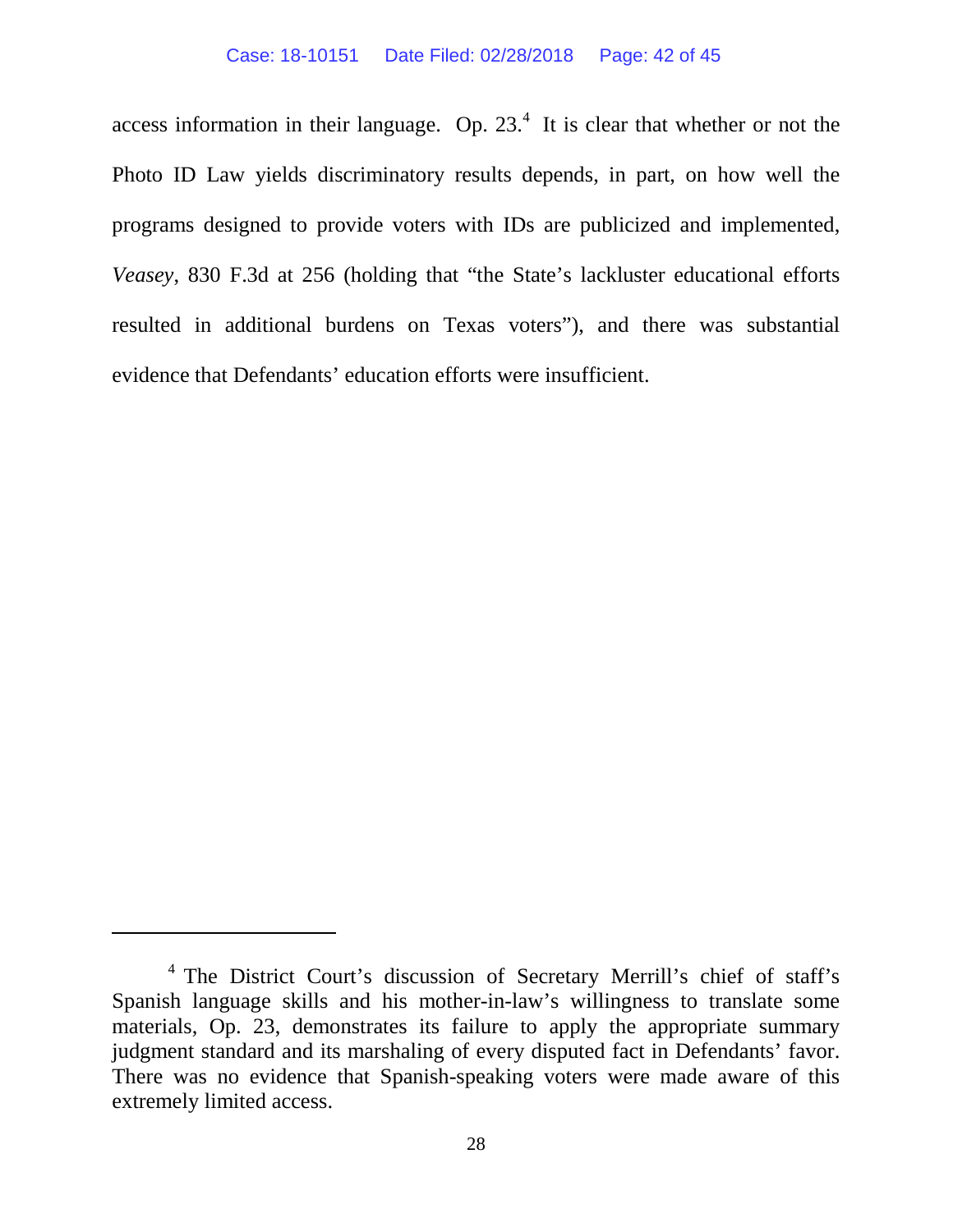access information in their language. Op. 23.[4] It is clear that whether or not the Photo ID Law yields discriminatory results depends, in part, on how well the programs designed to provide voters with IDs are publicized and implemented, *Veasey*, 830 F.3d at 256 (holding that "the State's lackluster educational efforts resulted in additional burdens on Texas voters"), and there was substantial evidence that Defendants' education efforts were insufficient.

---

[4] The District Court's discussion of Secretary Merrill's chief of staff's Spanish language skills and his mother-in-law's willingness to translate some materials, Op. 23, demonstrates its failure to apply the appropriate summary judgment standard and its marshaling of every disputed fact in Defendants' favor. There was no evidence that Spanish-speaking voters were made aware of this extremely limited access.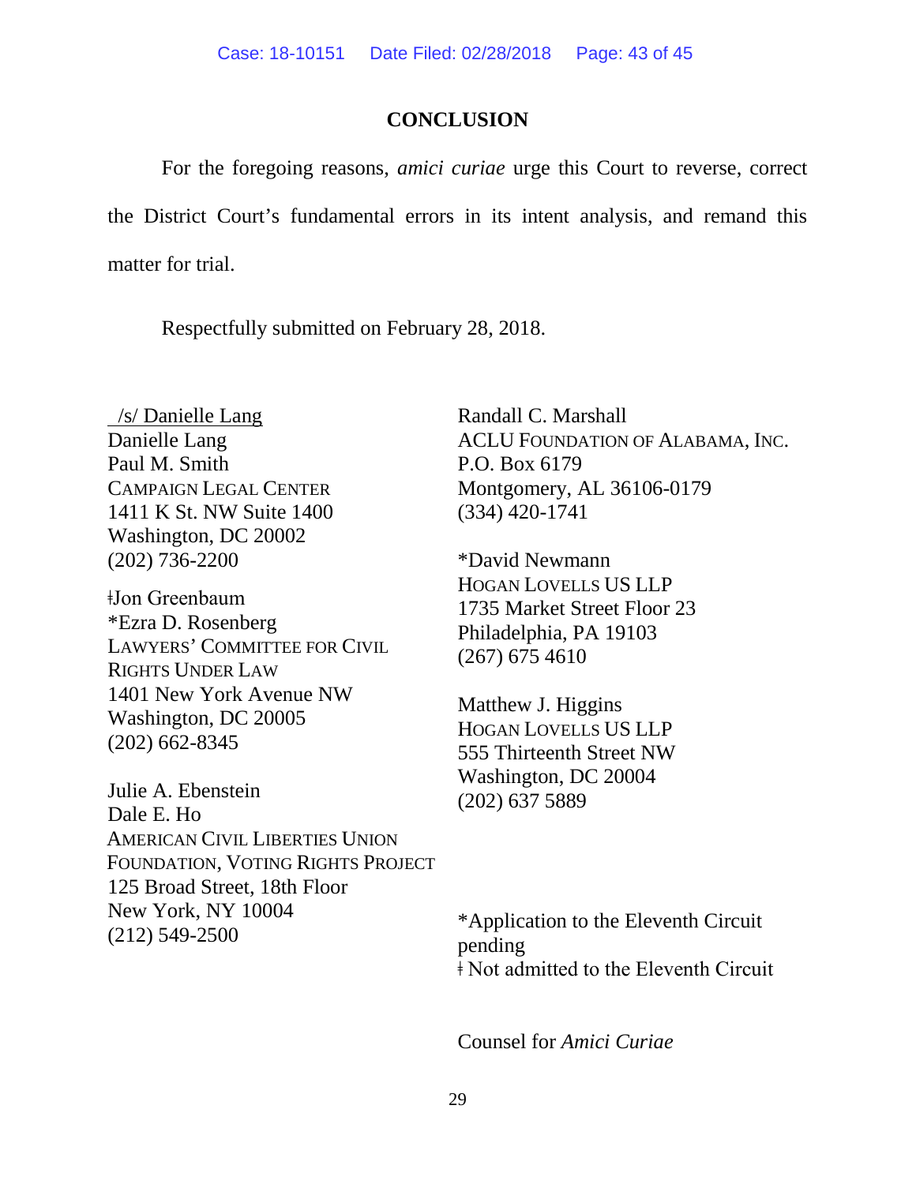## CONCLUSION

For the foregoing reasons, *amici curiae* urge this Court to reverse, correct the District Court's fundamental errors in its intent analysis, and remand this matter for trial.

Respectfully submitted on February 28, 2018.

/s/ Danielle Lang
Danielle Lang
Paul M. Smith
CAMPAIGN LEGAL CENTER
1411 K St. NW Suite 1400
Washington, DC 20002
(202) 736-2200

ǂJon Greenbaum
*Ezra D. Rosenberg
LAWYERS' COMMITTEE FOR CIVIL RIGHTS UNDER LAW
1401 New York Avenue NW
Washington, DC 20005
(202) 662-8345

Julie A. Ebenstein
Dale E. Ho
AMERICAN CIVIL LIBERTIES UNION FOUNDATION, VOTING RIGHTS PROJECT
125 Broad Street, 18th Floor
New York, NY 10004
(212) 549-2500

Randall C. Marshall
ACLU FOUNDATION OF ALABAMA, INC.
P.O. Box 6179
Montgomery, AL 36106-0179
(334) 420-1741

*David Newmann
HOGAN LOVELLS US LLP
1735 Market Street Floor 23
Philadelphia, PA 19103
(267) 675 4610

Matthew J. Higgins
HOGAN LOVELLS US LLP
555 Thirteenth Street NW
Washington, DC 20004
(202) 637 5889

*Application to the Eleventh Circuit pending
ǂ Not admitted to the Eleventh Circuit

Counsel for *Amici Curiae*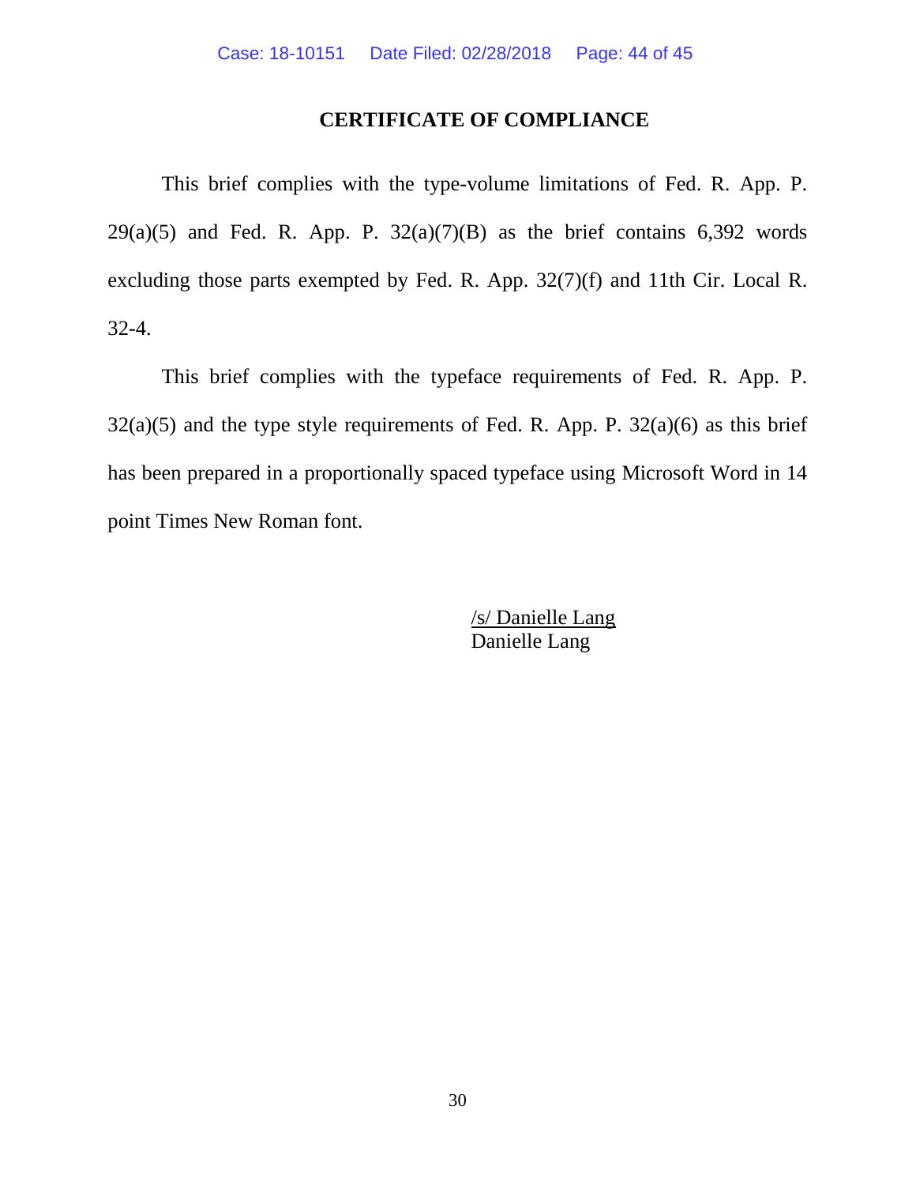# CERTIFICATE OF COMPLIANCE

This brief complies with the type-volume limitations of Fed. R. App. P. 29(a)(5) and Fed. R. App. P. 32(a)(7)(B) as the brief contains 6,392 words excluding those parts exempted by Fed. R. App. 32(7)(f) and 11th Cir. Local R. 32-4.

This brief complies with the typeface requirements of Fed. R. App. P. 32(a)(5) and the type style requirements of Fed. R. App. P. 32(a)(6) as this brief has been prepared in a proportionally spaced typeface using Microsoft Word in 14 point Times New Roman font.

/s/ Danielle Lang
Danielle Lang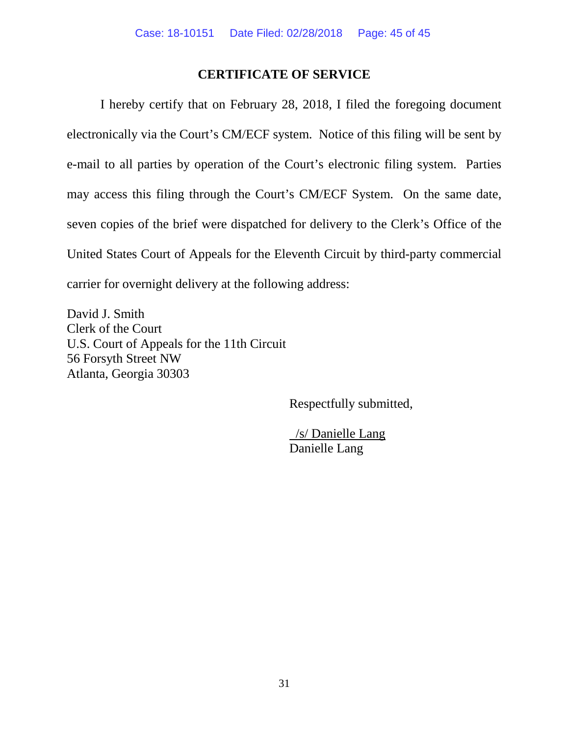## CERTIFICATE OF SERVICE

I hereby certify that on February 28, 2018, I filed the foregoing document electronically via the Court's CM/ECF system. Notice of this filing will be sent by e-mail to all parties by operation of the Court's electronic filing system. Parties may access this filing through the Court's CM/ECF System. On the same date, seven copies of the brief were dispatched for delivery to the Clerk's Office of the United States Court of Appeals for the Eleventh Circuit by third-party commercial carrier for overnight delivery at the following address:

David J. Smith
Clerk of the Court
U.S. Court of Appeals for the 11th Circuit
56 Forsyth Street NW
Atlanta, Georgia 30303

Respectfully submitted,

/s/ Danielle Lang
Danielle Lang